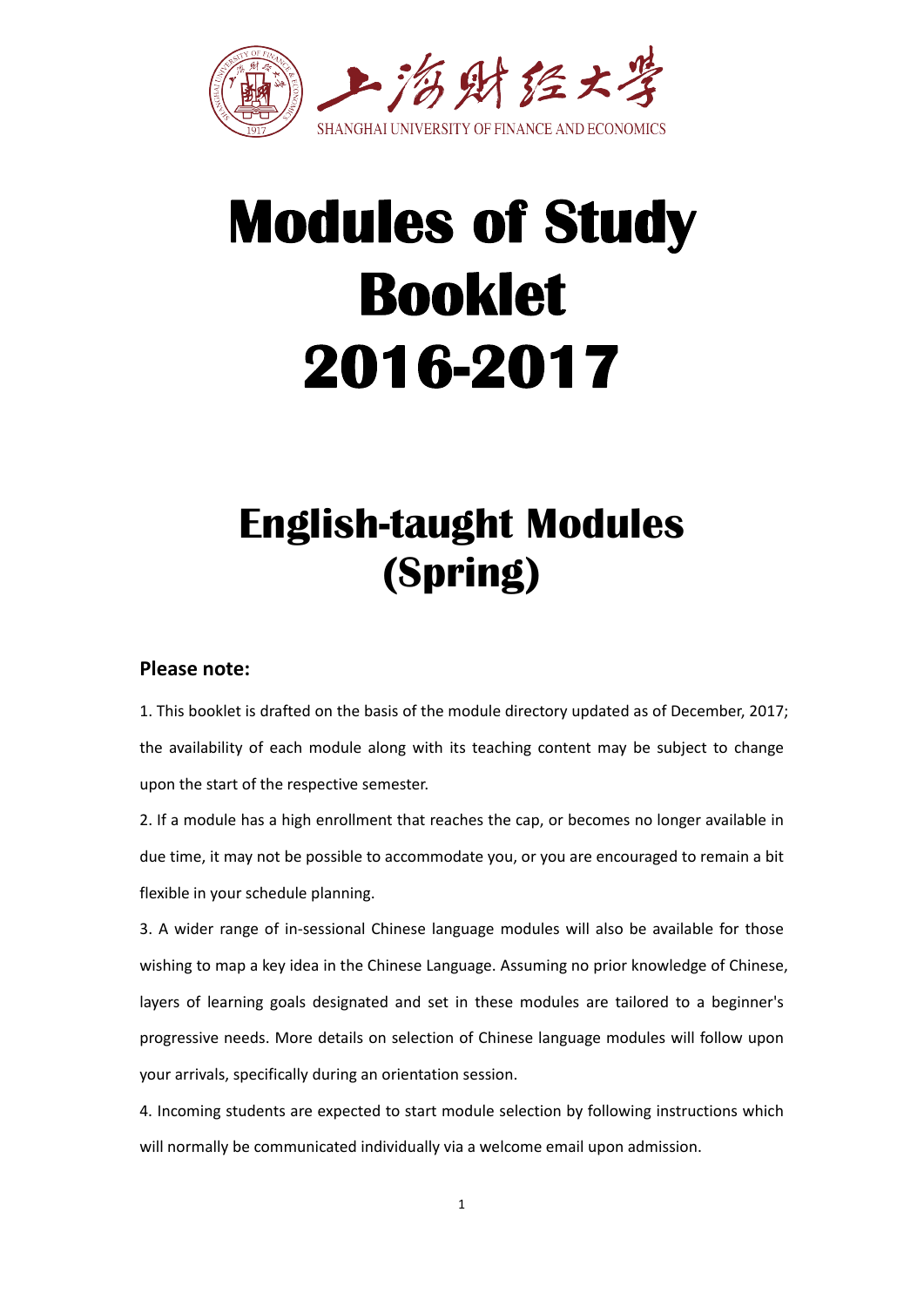上海财经大学

SHANGHAI UNIVERSITY OF FINANCE AND ECONOMICS

# Modules of Study Booklet 2016-2017

# English-taught Modules (Spring)

## Please note:

1. This booklet is drafted on the basis of the module directory updated as of December, 2017; the availability of each module along with its teaching content may be subject to change upon the start of the respective semester.

2. If a module has a high enrollment that reaches the cap, or becomes no longer available in due time, it may not be possible to accommodate you, or you are encouraged to remain a bit flexible in your schedule planning.

3. A wider range of in-sessional Chinese language modules will also be available for those wishing to map a key idea in the Chinese Language. Assuming no prior knowledge of Chinese, layers of learning goals designated and set in these modules are tailored to a beginner's progressive needs. More details on selection of Chinese language modules will follow upon your arrivals, specifically during an orientation session.

4. Incoming students are expected to start module selection by following instructions which will normally be communicated individually via a welcome email upon admission.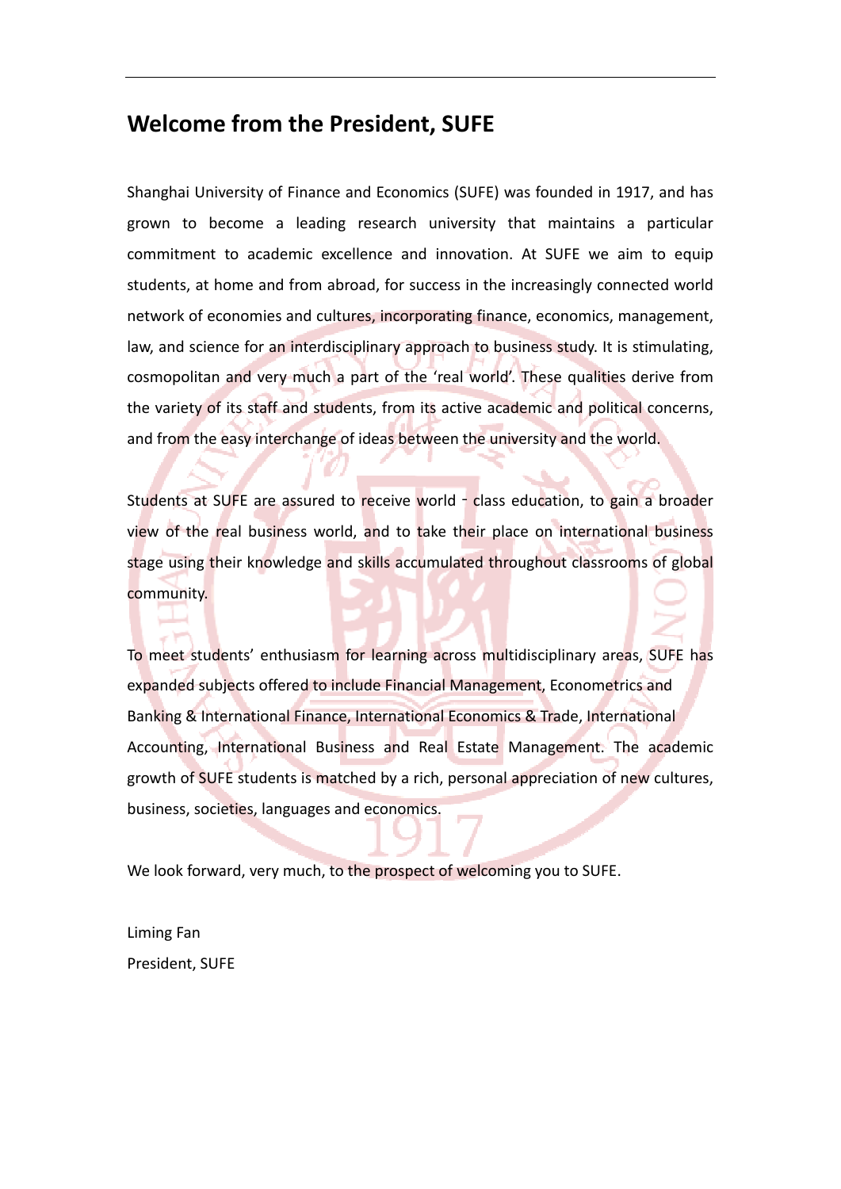## Welcome from the President, SUFE

Shanghai University of Finance and Economics (SUFE) was founded in 1917, and has grown to become a leading research university that maintains a particular commitment to academic excellence and innovation. At SUFE we aim to equip students, at home and from abroad, for success in the increasingly connected world network of economies and cultures, incorporating finance, economics, management, law, and science for an interdisciplinary approach to business study. It is stimulating, cosmopolitan and very much a part of the 'real world'. These qualities derive from the variety of its staff and students, from its active academic and political concerns, and from the easy interchange of ideas between the university and the world.

Students at SUFE are assured to receive world - class education, to gain a broader view of the real business world, and to take their place on international business stage using their knowledge and skills accumulated throughout classrooms of global community.

To meet students' enthusiasm for learning across multidisciplinary areas, SUFE has expanded subjects offered to include Financial Management, Econometrics and Banking & International Finance, International Economics & Trade, International Accounting, International Business and Real Estate Management. The academic growth of SUFE students is matched by a rich, personal appreciation of new cultures, business, societies, languages and economics.

We look forward, very much, to the prospect of welcoming you to SUFE.

Liming Fan
President, SUFE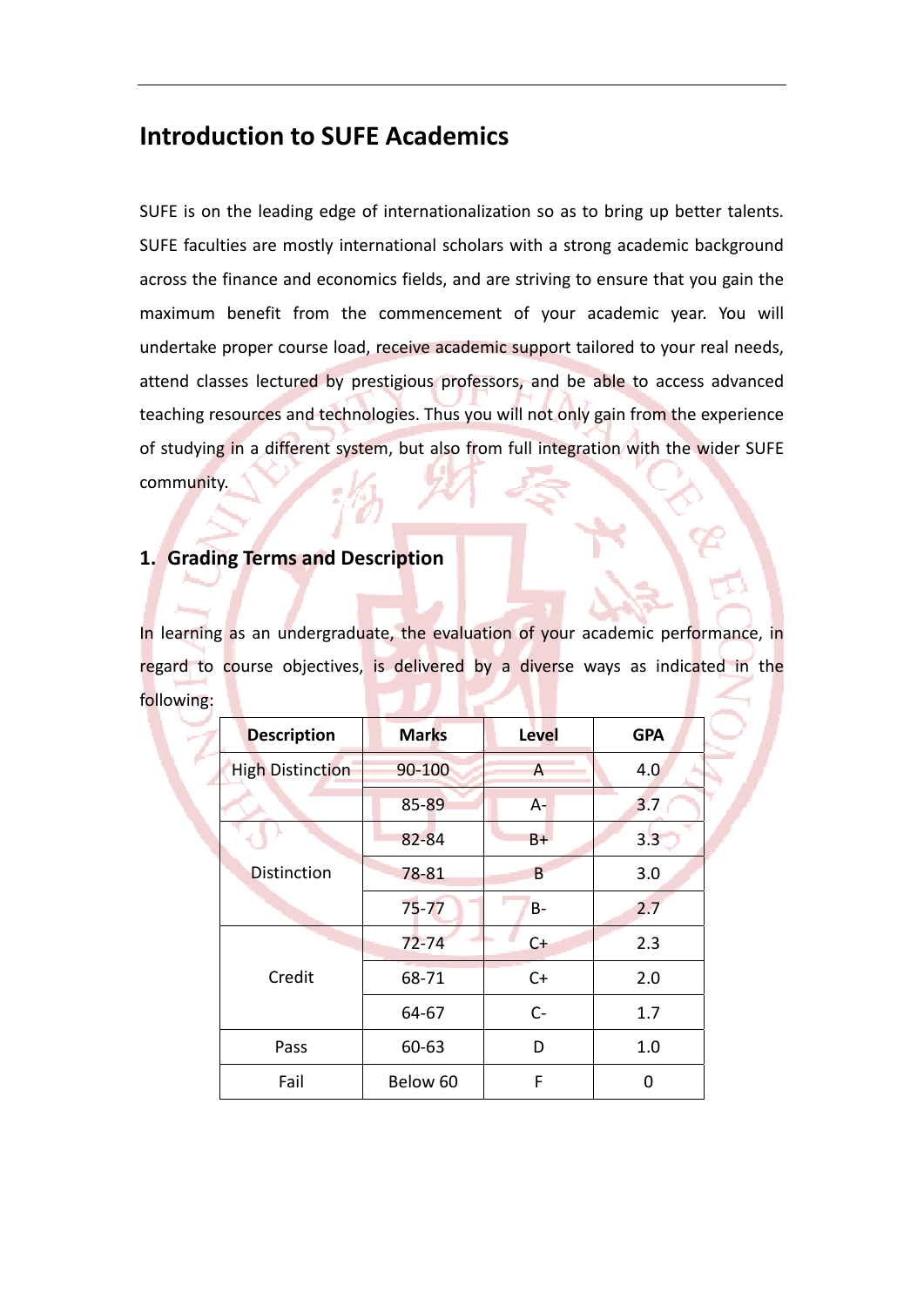## Introduction to SUFE Academics

SUFE is on the leading edge of internationalization so as to bring up better talents. SUFE faculties are mostly international scholars with a strong academic background across the finance and economics fields, and are striving to ensure that you gain the maximum benefit from the commencement of your academic year. You will undertake proper course load, receive academic support tailored to your real needs, attend classes lectured by prestigious professors, and be able to access advanced teaching resources and technologies. Thus you will not only gain from the experience of studying in a different system, but also from full integration with the wider SUFE community.

### 1. Grading Terms and Description

In learning as an undergraduate, the evaluation of your academic performance, in regard to course objectives, is delivered by a diverse ways as indicated in the following:

| Description | Marks | Level | GPA |
|---|---|---|---|
| High Distinction | 90-100 | A | 4.0 |
| | 85-89 | A- | 3.7 |
| Distinction | 82-84 | B+ | 3.3 |
| | 78-81 | B | 3.0 |
| | 75-77 | B- | 2.7 |
| Credit | 72-74 | C+ | 2.3 |
| | 68-71 | C+ | 2.0 |
| | 64-67 | C- | 1.7 |
| Pass | 60-63 | D | 1.0 |
| Fail | Below 60 | F | 0 |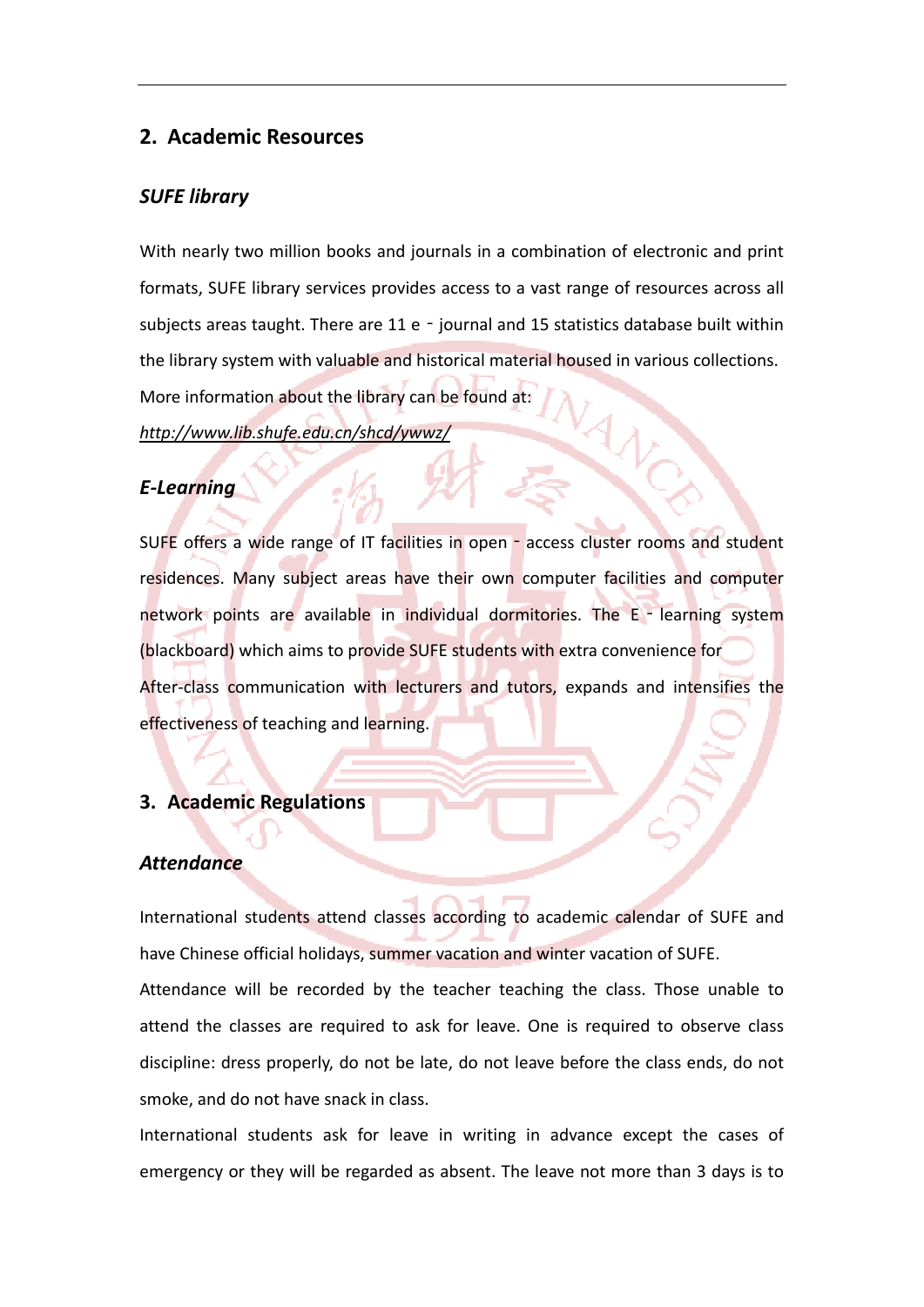## 2. Academic Resources

### *SUFE library*

With nearly two million books and journals in a combination of electronic and print formats, SUFE library services provides access to a vast range of resources across all subjects areas taught. There are 11 e‐journal and 15 statistics database built within the library system with valuable and historical material housed in various collections. More information about the library can be found at:

*http://www.lib.shufe.edu.cn/shcd/ywwz/*

### *E-Learning*

SUFE offers a wide range of IT facilities in open‐access cluster rooms and student residences. Many subject areas have their own computer facilities and computer network points are available in individual dormitories. The E‐learning system (blackboard) which aims to provide SUFE students with extra convenience for After-class communication with lecturers and tutors, expands and intensifies the effectiveness of teaching and learning.

## 3. Academic Regulations

### *Attendance*

International students attend classes according to academic calendar of SUFE and have Chinese official holidays, summer vacation and winter vacation of SUFE.

Attendance will be recorded by the teacher teaching the class. Those unable to attend the classes are required to ask for leave. One is required to observe class discipline: dress properly, do not be late, do not leave before the class ends, do not smoke, and do not have snack in class.

International students ask for leave in writing in advance except the cases of emergency or they will be regarded as absent. The leave not more than 3 days is to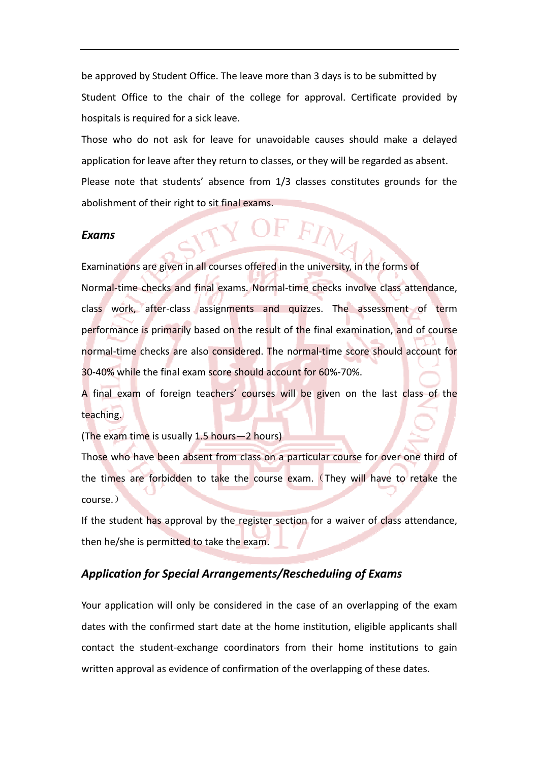be approved by Student Office. The leave more than 3 days is to be submitted by Student Office to the chair of the college for approval. Certificate provided by hospitals is required for a sick leave.

Those who do not ask for leave for unavoidable causes should make a delayed application for leave after they return to classes, or they will be regarded as absent.

Please note that students' absence from 1/3 classes constitutes grounds for the abolishment of their right to sit final exams.

### *Exams*

Examinations are given in all courses offered in the university, in the forms of Normal-time checks and final exams. Normal-time checks involve class attendance, class work, after-class assignments and quizzes. The assessment of term performance is primarily based on the result of the final examination, and of course normal-time checks are also considered. The normal-time score should account for 30-40% while the final exam score should account for 60%-70%.

A final exam of foreign teachers' courses will be given on the last class of the teaching.

(The exam time is usually 1.5 hours—2 hours)

Those who have been absent from class on a particular course for over one third of the times are forbidden to take the course exam.（They will have to retake the course.）

If the student has approval by the register section for a waiver of class attendance, then he/she is permitted to take the exam.

### *Application for Special Arrangements/Rescheduling of Exams*

Your application will only be considered in the case of an overlapping of the exam dates with the confirmed start date at the home institution, eligible applicants shall contact the student-exchange coordinators from their home institutions to gain written approval as evidence of confirmation of the overlapping of these dates.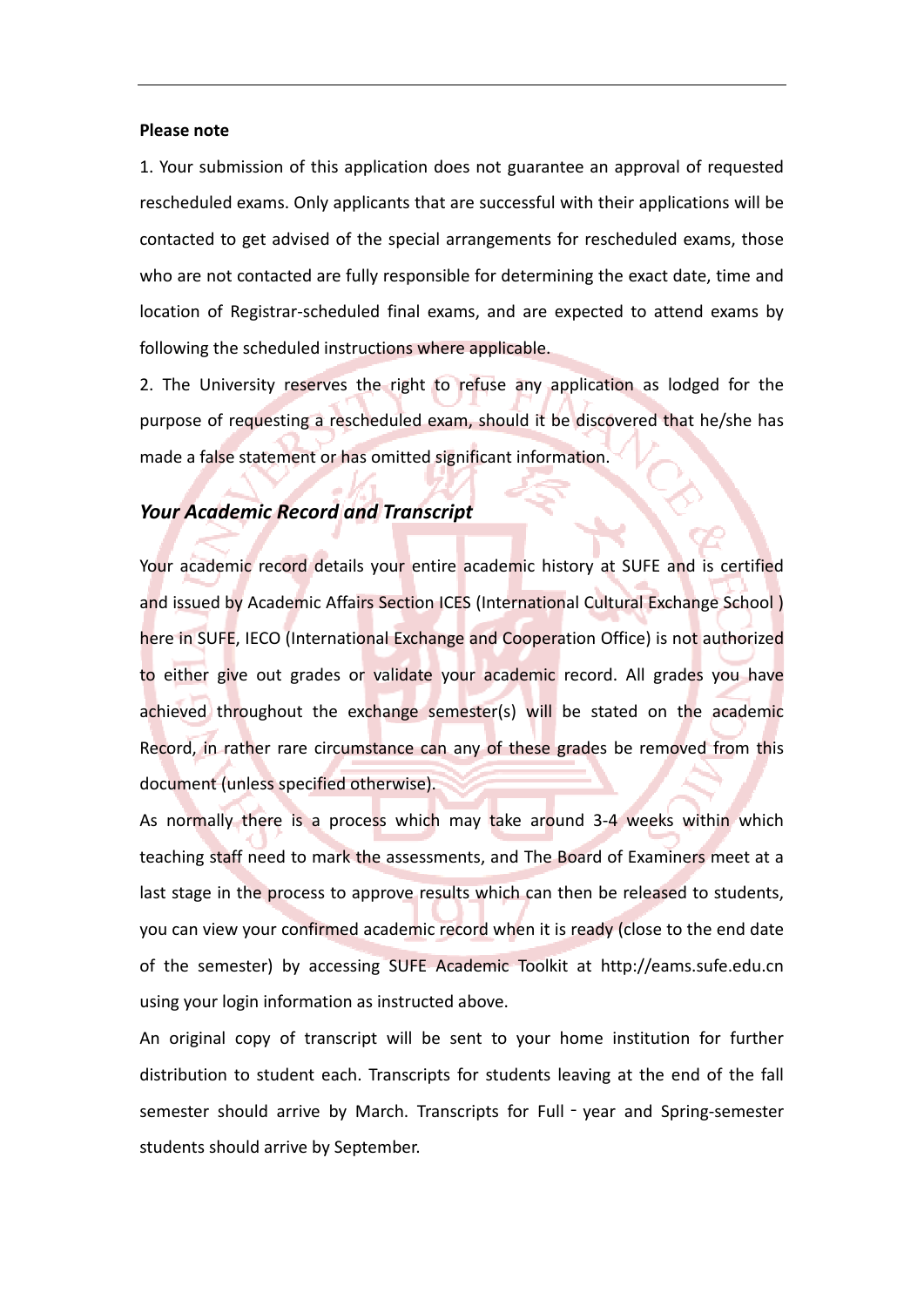**Please note**

1. Your submission of this application does not guarantee an approval of requested rescheduled exams. Only applicants that are successful with their applications will be contacted to get advised of the special arrangements for rescheduled exams, those who are not contacted are fully responsible for determining the exact date, time and location of Registrar-scheduled final exams, and are expected to attend exams by following the scheduled instructions where applicable.

2. The University reserves the right to refuse any application as lodged for the purpose of requesting a rescheduled exam, should it be discovered that he/she has made a false statement or has omitted significant information.

## *Your Academic Record and Transcript*

Your academic record details your entire academic history at SUFE and is certified and issued by Academic Affairs Section ICES (International Cultural Exchange School ) here in SUFE, IECO (International Exchange and Cooperation Office) is not authorized to either give out grades or validate your academic record. All grades you have achieved throughout the exchange semester(s) will be stated on the academic Record, in rather rare circumstance can any of these grades be removed from this document (unless specified otherwise).

As normally there is a process which may take around 3-4 weeks within which teaching staff need to mark the assessments, and The Board of Examiners meet at a last stage in the process to approve results which can then be released to students, you can view your confirmed academic record when it is ready (close to the end date of the semester) by accessing SUFE Academic Toolkit at http://eams.sufe.edu.cn using your login information as instructed above.

An original copy of transcript will be sent to your home institution for further distribution to student each. Transcripts for students leaving at the end of the fall semester should arrive by March. Transcripts for Full‐year and Spring-semester students should arrive by September.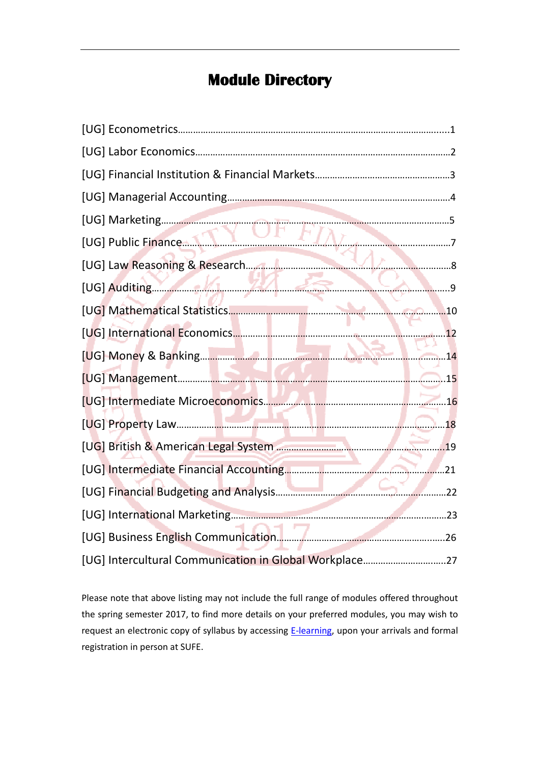# Module Directory

[UG] Econometrics……………………………………………………………………………………………1

[UG] Labor Economics………………………………………………………………………………………2

[UG] Financial Institution & Financial Markets…………………………………………………3

[UG] Managerial Accounting………………………………………………………………………………4

[UG] Marketing…………………………………………………………………………………………………5

[UG] Public Finance……………………………………………………………………………………………7

[UG] Law Reasoning & Research…………………………………………………………………………8

[UG] Auditing……………………………………………………………………………………………………9

[UG] Mathematical Statistics……………………………………………………………………………10

[UG] International Economics…………………………………………………………………………12

[UG] Money & Banking………………………………………………………………………………………14

[UG] Management………………………………………………………………………………………………15

[UG] Intermediate Microeconomics…………………………………………………………………16

[UG] Property Law……………………………………………………………………………………………18

[UG] British & American Legal System …………………………………………………………19

[UG] Intermediate Financial Accounting…………………………………………………………21

[UG] Financial Budgeting and Analysis……………………………………………………………22

[UG] International Marketing……………………………………………………………………………23

[UG] Business English Communication……………………………………………………………26

[UG] Intercultural Communication in Global Workplace…………………………………27

Please note that above listing may not include the full range of modules offered throughout the spring semester 2017, to find more details on your preferred modules, you may wish to request an electronic copy of syllabus by accessing E-learning, upon your arrivals and formal registration in person at SUFE.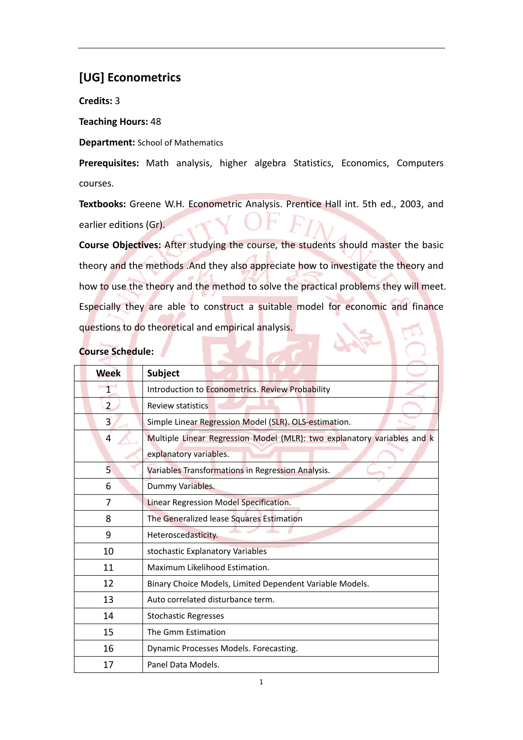## [UG] Econometrics

**Credits:** 3

**Teaching Hours:** 48

**Department:** School of Mathematics

**Prerequisites:** Math analysis, higher algebra Statistics, Economics, Computers courses.

**Textbooks:** Greene W.H. Econometric Analysis. Prentice Hall int. 5th ed., 2003, and earlier editions (Gr).

**Course Objectives:** After studying the course, the students should master the basic theory and the methods .And they also appreciate how to investigate the theory and how to use the theory and the method to solve the practical problems they will meet. Especially they are able to construct a suitable model for economic and finance questions to do theoretical and empirical analysis.

**Course Schedule:**

| Week | Subject |
|---|---|
| 1 | Introduction to Econometrics. Review Probability |
| 2 | Review statistics |
| 3 | Simple Linear Regression Model (SLR). OLS-estimation. |
| 4 | Multiple Linear Regression Model (MLR): two explanatory variables and k explanatory variables. |
| 5 | Variables Transformations in Regression Analysis. |
| 6 | Dummy Variables. |
| 7 | Linear Regression Model Specification. |
| 8 | The Generalized lease Squares Estimation |
| 9 | Heteroscedasticity. |
| 10 | stochastic Explanatory Variables |
| 11 | Maximum Likelihood Estimation. |
| 12 | Binary Choice Models, Limited Dependent Variable Models. |
| 13 | Auto correlated disturbance term. |
| 14 | Stochastic Regresses |
| 15 | The Gmm Estimation |
| 16 | Dynamic Processes Models. Forecasting. |
| 17 | Panel Data Models. |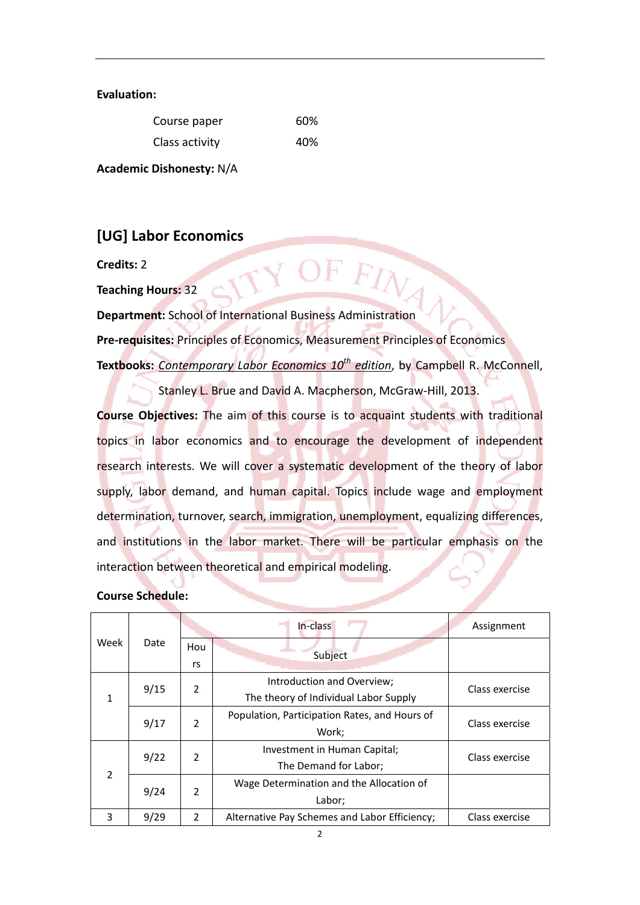**Evaluation:**

| | |
|---|---|
| Course paper | 60% |
| Class activity | 40% |

**Academic Dishonesty:** N/A

## [UG] Labor Economics

**Credits:** 2

**Teaching Hours:** 32

**Department:** School of International Business Administration

**Pre-requisites:** Principles of Economics, Measurement Principles of Economics

**Textbooks:** *Contemporary Labor Economics 10th edition*, by Campbell R. McConnell, Stanley L. Brue and David A. Macpherson, McGraw-Hill, 2013.

**Course Objectives:** The aim of this course is to acquaint students with traditional topics in labor economics and to encourage the development of independent research interests. We will cover a systematic development of the theory of labor supply, labor demand, and human capital. Topics include wage and employment determination, turnover, search, immigration, unemployment, equalizing differences, and institutions in the labor market. There will be particular emphasis on the interaction between theoretical and empirical modeling.

**Course Schedule:**

| Week | Date | In-class | | Assignment |
|---|---|---|---|---|
| | | Hours | Subject | |
| 1 | 9/15 | 2 | Introduction and Overview; The theory of Individual Labor Supply | Class exercise |
| | 9/17 | 2 | Population, Participation Rates, and Hours of Work; | Class exercise |
| 2 | 9/22 | 2 | Investment in Human Capital; The Demand for Labor; | Class exercise |
| | 9/24 | 2 | Wage Determination and the Allocation of Labor; | |
| 3 | 9/29 | 2 | Alternative Pay Schemes and Labor Efficiency; | Class exercise |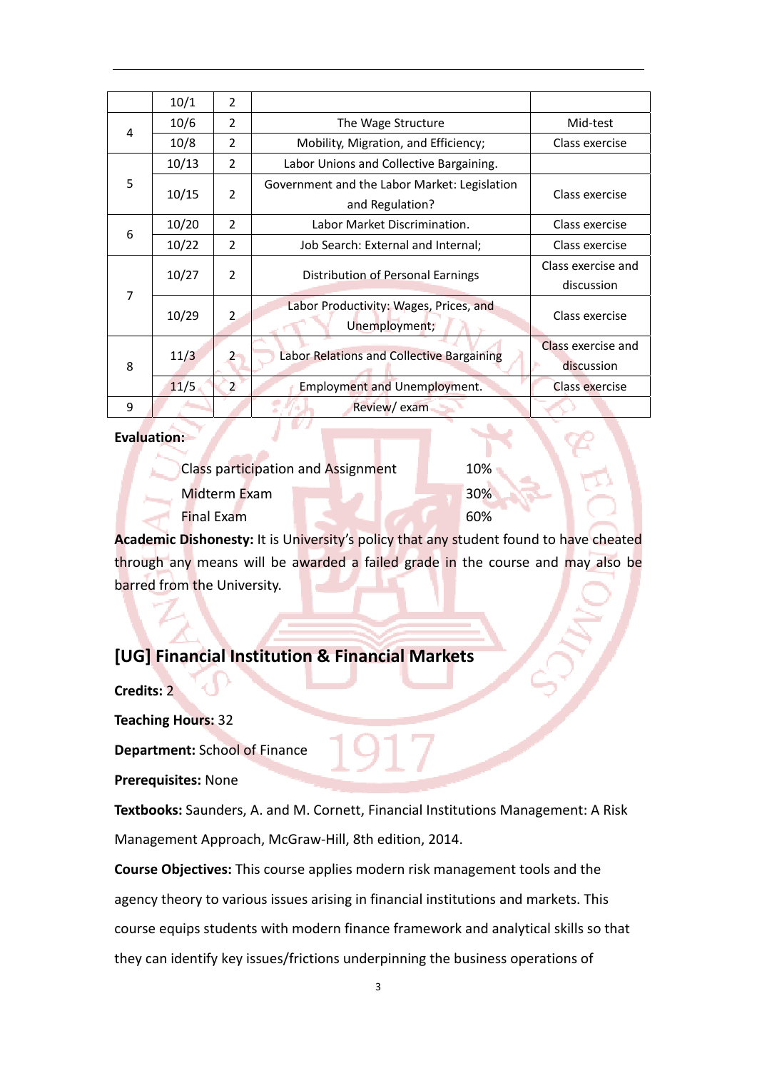| | | | | |
|---|---|---|---|---|
| | 10/1 | 2 | | |
| 4 | 10/6 | 2 | The Wage Structure | Mid-test |
| | 10/8 | 2 | Mobility, Migration, and Efficiency; | Class exercise |
| 5 | 10/13 | 2 | Labor Unions and Collective Bargaining. | |
| | 10/15 | 2 | Government and the Labor Market: Legislation and Regulation? | Class exercise |
| 6 | 10/20 | 2 | Labor Market Discrimination. | Class exercise |
| | 10/22 | 2 | Job Search: External and Internal; | Class exercise |
| 7 | 10/27 | 2 | Distribution of Personal Earnings | Class exercise and discussion |
| | 10/29 | 2 | Labor Productivity: Wages, Prices, and Unemployment; | Class exercise |
| 8 | 11/3 | 2 | Labor Relations and Collective Bargaining | Class exercise and discussion |
| | 11/5 | 2 | Employment and Unemployment. | Class exercise |
| 9 | | | Review/ exam | |

**Evaluation:**

| | |
|---|---|
| Class participation and Assignment | 10% |
| Midterm Exam | 30% |
| Final Exam | 60% |

**Academic Dishonesty:** It is University's policy that any student found to have cheated through any means will be awarded a failed grade in the course and may also be barred from the University.

## [UG] Financial Institution & Financial Markets

**Credits:** 2

**Teaching Hours:** 32

**Department:** School of Finance

**Prerequisites:** None

**Textbooks:** Saunders, A. and M. Cornett, Financial Institutions Management: A Risk Management Approach, McGraw-Hill, 8th edition, 2014.

**Course Objectives:** This course applies modern risk management tools and the agency theory to various issues arising in financial institutions and markets. This course equips students with modern finance framework and analytical skills so that they can identify key issues/frictions underpinning the business operations of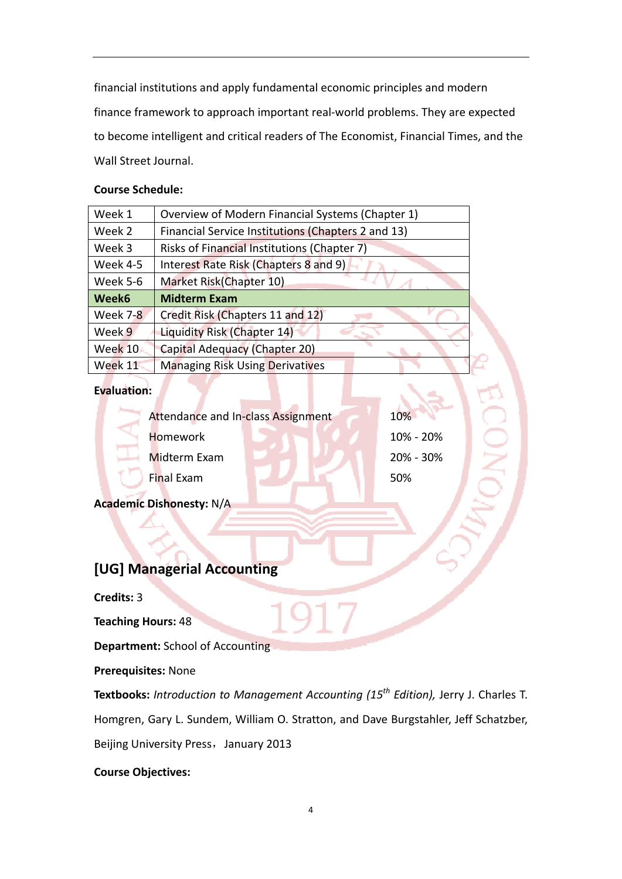financial institutions and apply fundamental economic principles and modern finance framework to approach important real-world problems. They are expected to become intelligent and critical readers of The Economist, Financial Times, and the Wall Street Journal.

**Course Schedule:**

| | |
|---|---|
| Week 1 | Overview of Modern Financial Systems (Chapter 1) |
| Week 2 | Financial Service Institutions (Chapters 2 and 13) |
| Week 3 | Risks of Financial Institutions (Chapter 7) |
| Week 4-5 | Interest Rate Risk (Chapters 8 and 9) |
| Week 5-6 | Market Risk(Chapter 10) |
| **Week6** | **Midterm Exam** |
| Week 7-8 | Credit Risk (Chapters 11 and 12) |
| Week 9 | Liquidity Risk (Chapter 14) |
| Week 10 | Capital Adequacy (Chapter 20) |
| Week 11 | Managing Risk Using Derivatives |

**Evaluation:**

| | |
|---|---|
| Attendance and In-class Assignment | 10% |
| Homework | 10% - 20% |
| Midterm Exam | 20% - 30% |
| Final Exam | 50% |

**Academic Dishonesty:** N/A

## [UG] Managerial Accounting

**Credits:** 3

**Teaching Hours:** 48

**Department:** School of Accounting

**Prerequisites:** None

**Textbooks:** *Introduction to Management Accounting (15th Edition),* Jerry J. Charles T. Homgren, Gary L. Sundem, William O. Stratton, and Dave Burgstahler, Jeff Schatzber, Beijing University Press，January 2013

**Course Objectives:**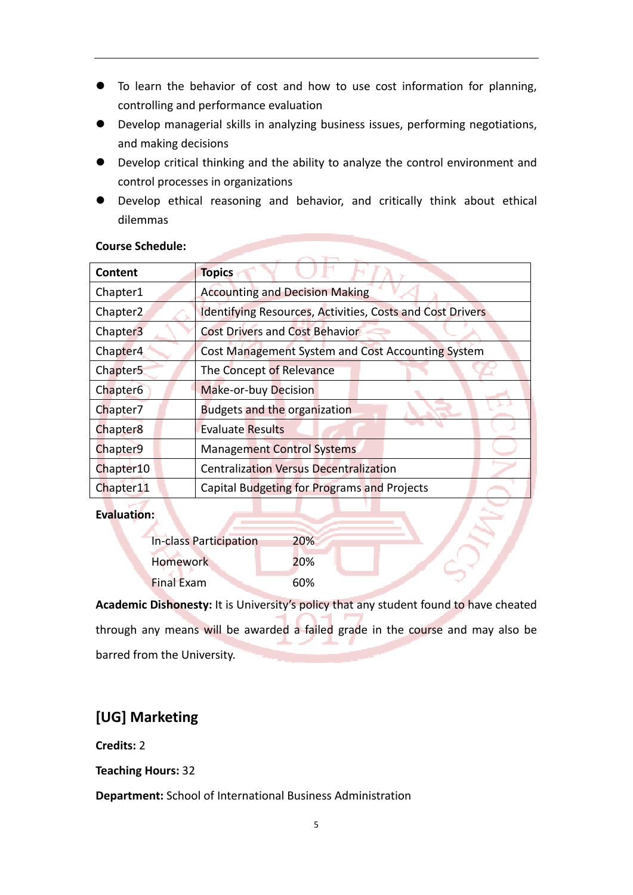- To learn the behavior of cost and how to use cost information for planning, controlling and performance evaluation
- Develop managerial skills in analyzing business issues, performing negotiations, and making decisions
- Develop critical thinking and the ability to analyze the control environment and control processes in organizations
- Develop ethical reasoning and behavior, and critically think about ethical dilemmas

**Course Schedule:**

| Content | Topics |
|---|---|
| Chapter1 | Accounting and Decision Making |
| Chapter2 | Identifying Resources, Activities, Costs and Cost Drivers |
| Chapter3 | Cost Drivers and Cost Behavior |
| Chapter4 | Cost Management System and Cost Accounting System |
| Chapter5 | The Concept of Relevance |
| Chapter6 | Make-or-buy Decision |
| Chapter7 | Budgets and the organization |
| Chapter8 | Evaluate Results |
| Chapter9 | Management Control Systems |
| Chapter10 | Centralization Versus Decentralization |
| Chapter11 | Capital Budgeting for Programs and Projects |

**Evaluation:**

| | |
|---|---|
| In-class Participation | 20% |
| Homework | 20% |
| Final Exam | 60% |

**Academic Dishonesty:** It is University's policy that any student found to have cheated through any means will be awarded a failed grade in the course and may also be barred from the University.

## [UG] Marketing

**Credits:** 2

**Teaching Hours:** 32

**Department:** School of International Business Administration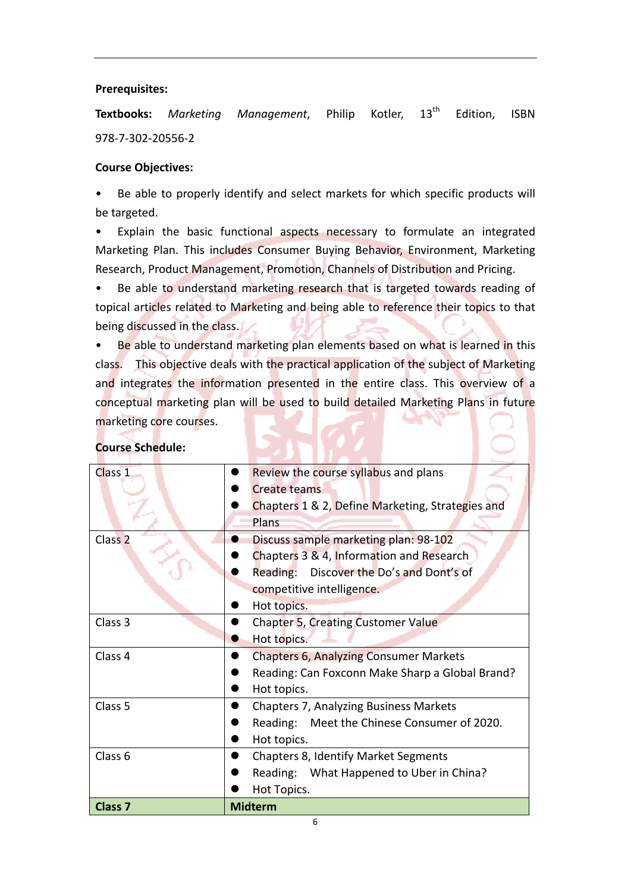**Prerequisites:**

**Textbooks:** *Marketing Management*, Philip Kotler, 13th Edition, ISBN 978-7-302-20556-2

**Course Objectives:**

- Be able to properly identify and select markets for which specific products will be targeted.
- Explain the basic functional aspects necessary to formulate an integrated Marketing Plan. This includes Consumer Buying Behavior, Environment, Marketing Research, Product Management, Promotion, Channels of Distribution and Pricing.
- Be able to understand marketing research that is targeted towards reading of topical articles related to Marketing and being able to reference their topics to that being discussed in the class.
- Be able to understand marketing plan elements based on what is learned in this class. This objective deals with the practical application of the subject of Marketing and integrates the information presented in the entire class. This overview of a conceptual marketing plan will be used to build detailed Marketing Plans in future marketing core courses.

**Course Schedule:**

| | |
|---|---|
| Class 1 | ● Review the course syllabus and plans<br>● Create teams<br>● Chapters 1 & 2, Define Marketing, Strategies and Plans |
| Class 2 | ● Discuss sample marketing plan: 98-102<br>● Chapters 3 & 4, Information and Research<br>● Reading: Discover the Do's and Dont's of competitive intelligence.<br>● Hot topics. |
| Class 3 | ● Chapter 5, Creating Customer Value<br>● Hot topics. |
| Class 4 | ● Chapters 6, Analyzing Consumer Markets<br>● Reading: Can Foxconn Make Sharp a Global Brand?<br>● Hot topics. |
| Class 5 | ● Chapters 7, Analyzing Business Markets<br>● Reading: Meet the Chinese Consumer of 2020.<br>● Hot topics. |
| Class 6 | ● Chapters 8, Identify Market Segments<br>● Reading: What Happened to Uber in China?<br>● Hot Topics. |
| **Class 7** | **Midterm** |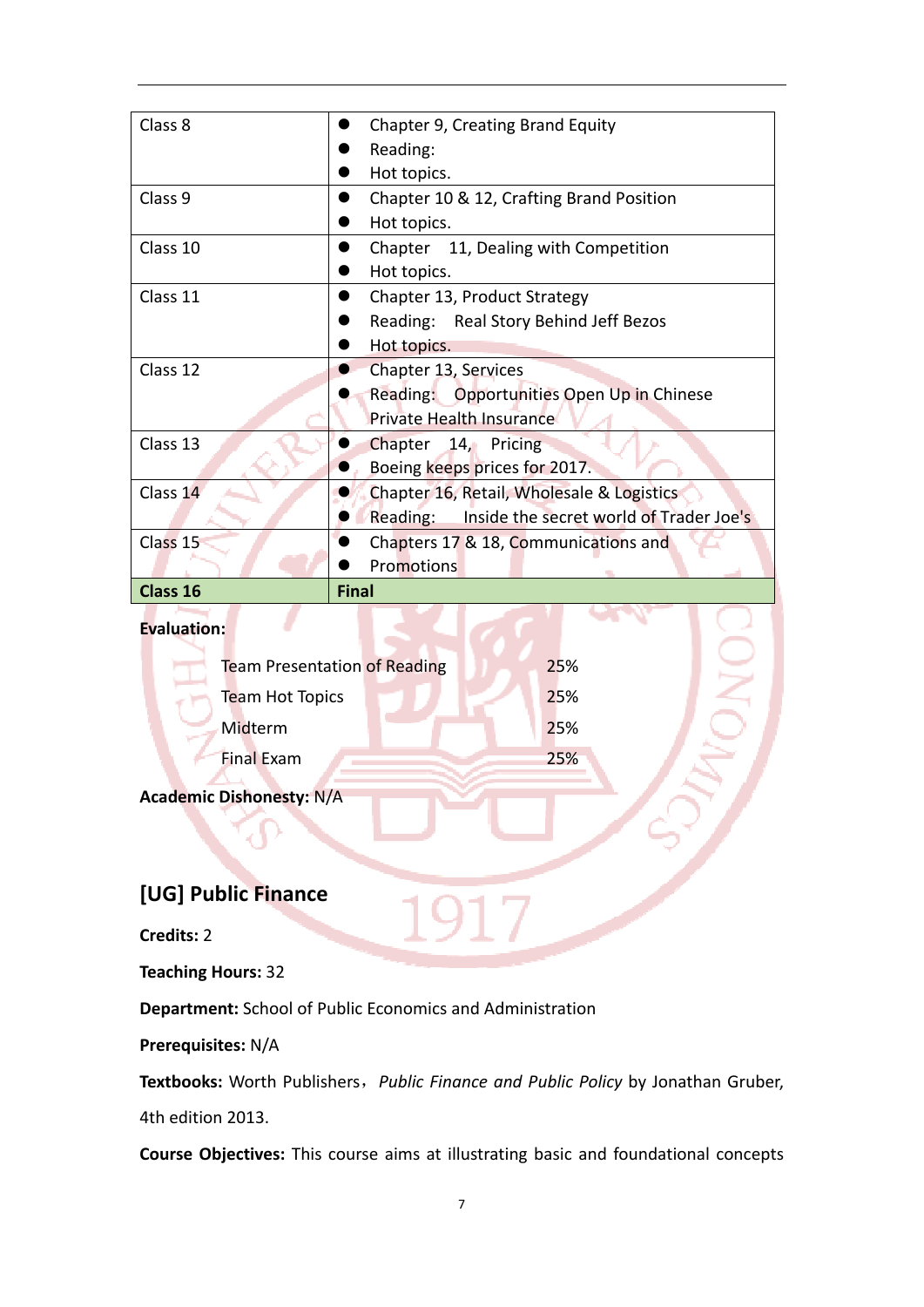| Class 8 | ● Chapter 9, Creating Brand Equity<br>● Reading:<br>● Hot topics. |
|---|---|
| Class 9 | ● Chapter 10 & 12, Crafting Brand Position<br>● Hot topics. |
| Class 10 | ● Chapter 11, Dealing with Competition<br>● Hot topics. |
| Class 11 | ● Chapter 13, Product Strategy<br>● Reading: Real Story Behind Jeff Bezos<br>● Hot topics. |
| Class 12 | ● Chapter 13, Services<br>● Reading: Opportunities Open Up in Chinese Private Health Insurance |
| Class 13 | ● Chapter 14, Pricing<br>● Boeing keeps prices for 2017. |
| Class 14 | ● Chapter 16, Retail, Wholesale & Logistics<br>● Reading: Inside the secret world of Trader Joe's |
| Class 15 | ● Chapters 17 & 18, Communications and<br>● Promotions |
| **Class 16** | **Final** |

**Evaluation:**

| | |
|---|---|
| Team Presentation of Reading | 25% |
| Team Hot Topics | 25% |
| Midterm | 25% |
| Final Exam | 25% |

**Academic Dishonesty:** N/A

## [UG] Public Finance

**Credits:** 2

**Teaching Hours:** 32

**Department:** School of Public Economics and Administration

**Prerequisites:** N/A

**Textbooks:** Worth Publishers，*Public Finance and Public Policy* by Jonathan Gruber, 4th edition 2013.

**Course Objectives:** This course aims at illustrating basic and foundational concepts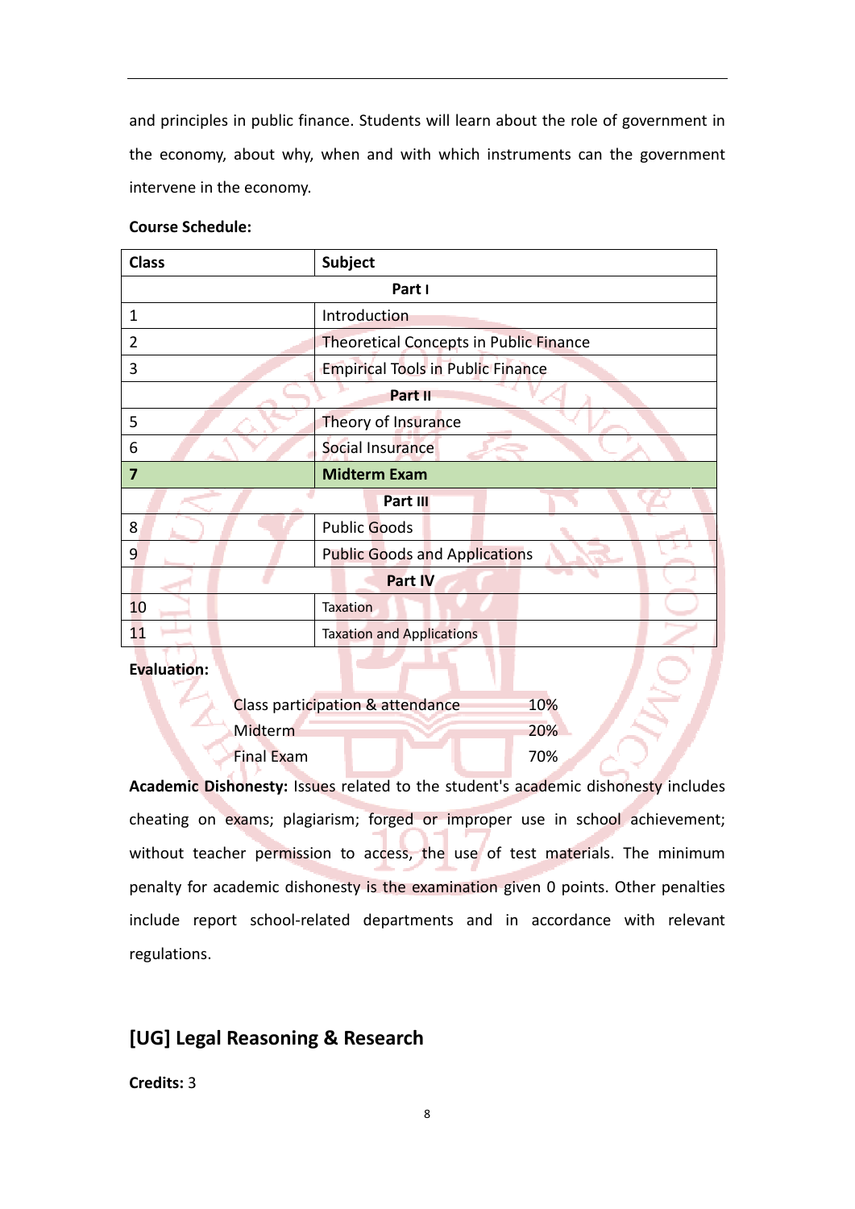and principles in public finance. Students will learn about the role of government in the economy, about why, when and with which instruments can the government intervene in the economy.

**Course Schedule:**

| Class | Subject |
|---|---|
| **Part I** | |
| 1 | Introduction |
| 2 | Theoretical Concepts in Public Finance |
| 3 | Empirical Tools in Public Finance |
| **Part II** | |
| 5 | Theory of Insurance |
| 6 | Social Insurance |
| **7** | **Midterm Exam** |
| **Part III** | |
| 8 | Public Goods |
| 9 | Public Goods and Applications |
| **Part IV** | |
| 10 | Taxation |
| 11 | Taxation and Applications |

**Evaluation:**

| | |
|---|---|
| Class participation & attendance | 10% |
| Midterm | 20% |
| Final Exam | 70% |

**Academic Dishonesty:** Issues related to the student's academic dishonesty includes cheating on exams; plagiarism; forged or improper use in school achievement; without teacher permission to access, the use of test materials. The minimum penalty for academic dishonesty is the examination given 0 points. Other penalties include report school-related departments and in accordance with relevant regulations.

## [UG] Legal Reasoning & Research

**Credits:** 3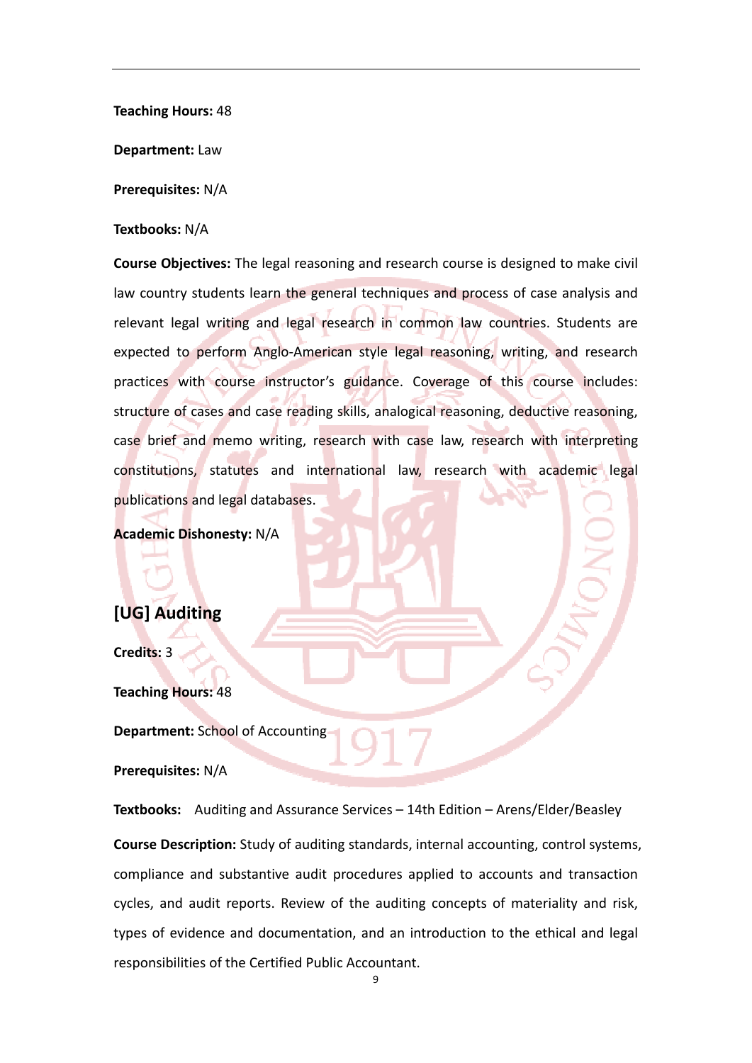**Teaching Hours:** 48

**Department:** Law

**Prerequisites:** N/A

**Textbooks:** N/A

**Course Objectives:** The legal reasoning and research course is designed to make civil law country students learn the general techniques and process of case analysis and relevant legal writing and legal research in common law countries. Students are expected to perform Anglo-American style legal reasoning, writing, and research practices with course instructor's guidance. Coverage of this course includes: structure of cases and case reading skills, analogical reasoning, deductive reasoning, case brief and memo writing, research with case law, research with interpreting constitutions, statutes and international law, research with academic legal publications and legal databases.

**Academic Dishonesty:** N/A

## [UG] Auditing

**Credits:** 3

**Teaching Hours:** 48

**Department:** School of Accounting

**Prerequisites:** N/A

**Textbooks:** Auditing and Assurance Services – 14th Edition – Arens/Elder/Beasley

**Course Description:** Study of auditing standards, internal accounting, control systems, compliance and substantive audit procedures applied to accounts and transaction cycles, and audit reports. Review of the auditing concepts of materiality and risk, types of evidence and documentation, and an introduction to the ethical and legal responsibilities of the Certified Public Accountant.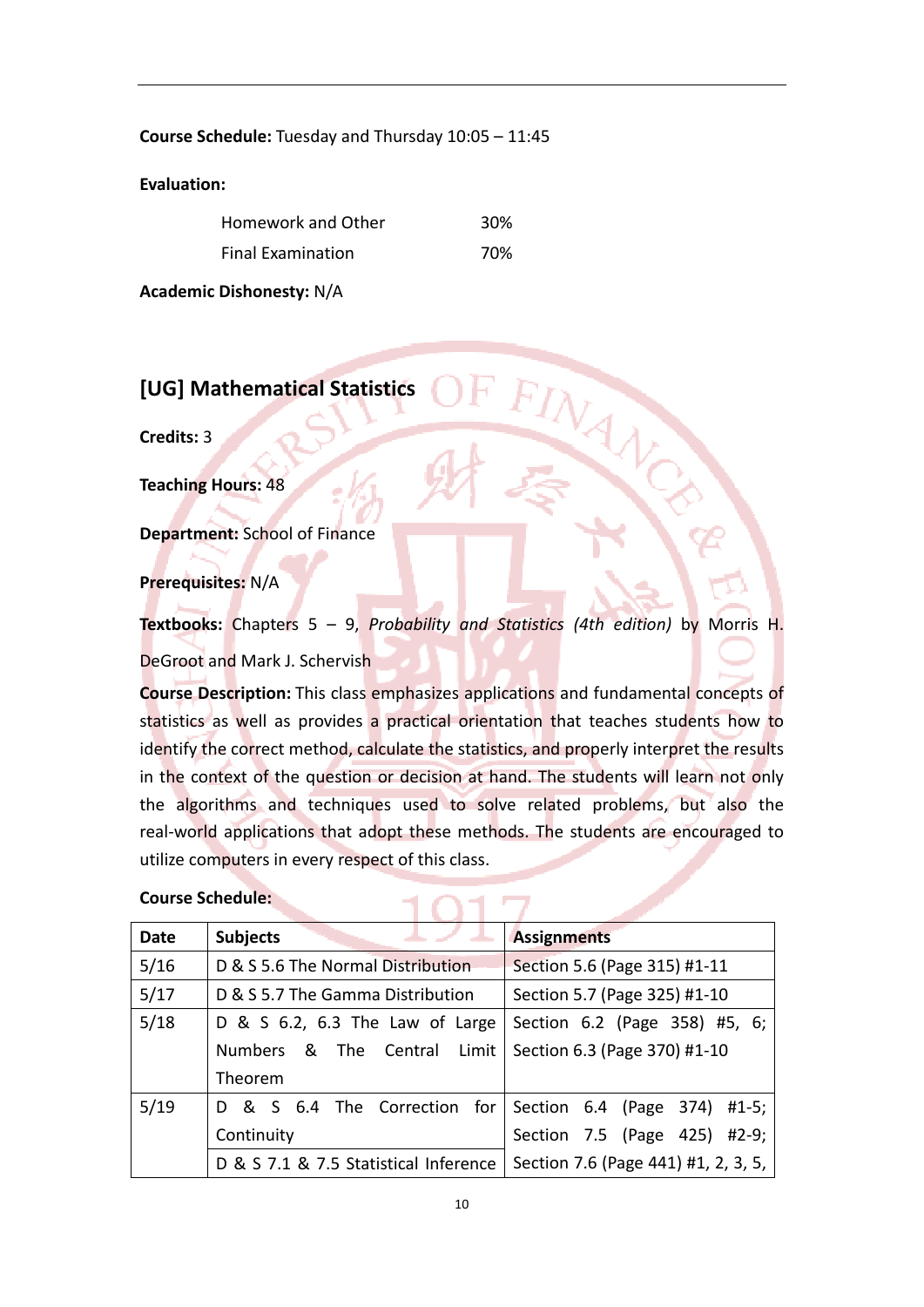**Course Schedule:** Tuesday and Thursday 10:05 – 11:45

**Evaluation:**

| | |
|---|---|
| Homework and Other | 30% |
| Final Examination | 70% |

**Academic Dishonesty:** N/A

## [UG] Mathematical Statistics

**Credits:** 3

**Teaching Hours:** 48

**Department:** School of Finance

**Prerequisites:** N/A

**Textbooks:** Chapters 5 – 9, *Probability and Statistics (4th edition)* by Morris H. DeGroot and Mark J. Schervish

**Course Description:** This class emphasizes applications and fundamental concepts of statistics as well as provides a practical orientation that teaches students how to identify the correct method, calculate the statistics, and properly interpret the results in the context of the question or decision at hand. The students will learn not only the algorithms and techniques used to solve related problems, but also the real-world applications that adopt these methods. The students are encouraged to utilize computers in every respect of this class.

**Course Schedule:**

| Date | Subjects | Assignments |
|---|---|---|
| 5/16 | D & S 5.6 The Normal Distribution | Section 5.6 (Page 315) #1-11 |
| 5/17 | D & S 5.7 The Gamma Distribution | Section 5.7 (Page 325) #1-10 |
| 5/18 | D & S 6.2, 6.3 The Law of Large Numbers & The Central Limit Theorem | Section 6.2 (Page 358) #5, 6; Section 6.3 (Page 370) #1-10 |
| 5/19 | D & S 6.4 The Correction for Continuity | Section 6.4 (Page 374) #1-5; Section 7.5 (Page 425) #2-9; Section 7.6 (Page 441) #1, 2, 3, 5, |
| | D & S 7.1 & 7.5 Statistical Inference | |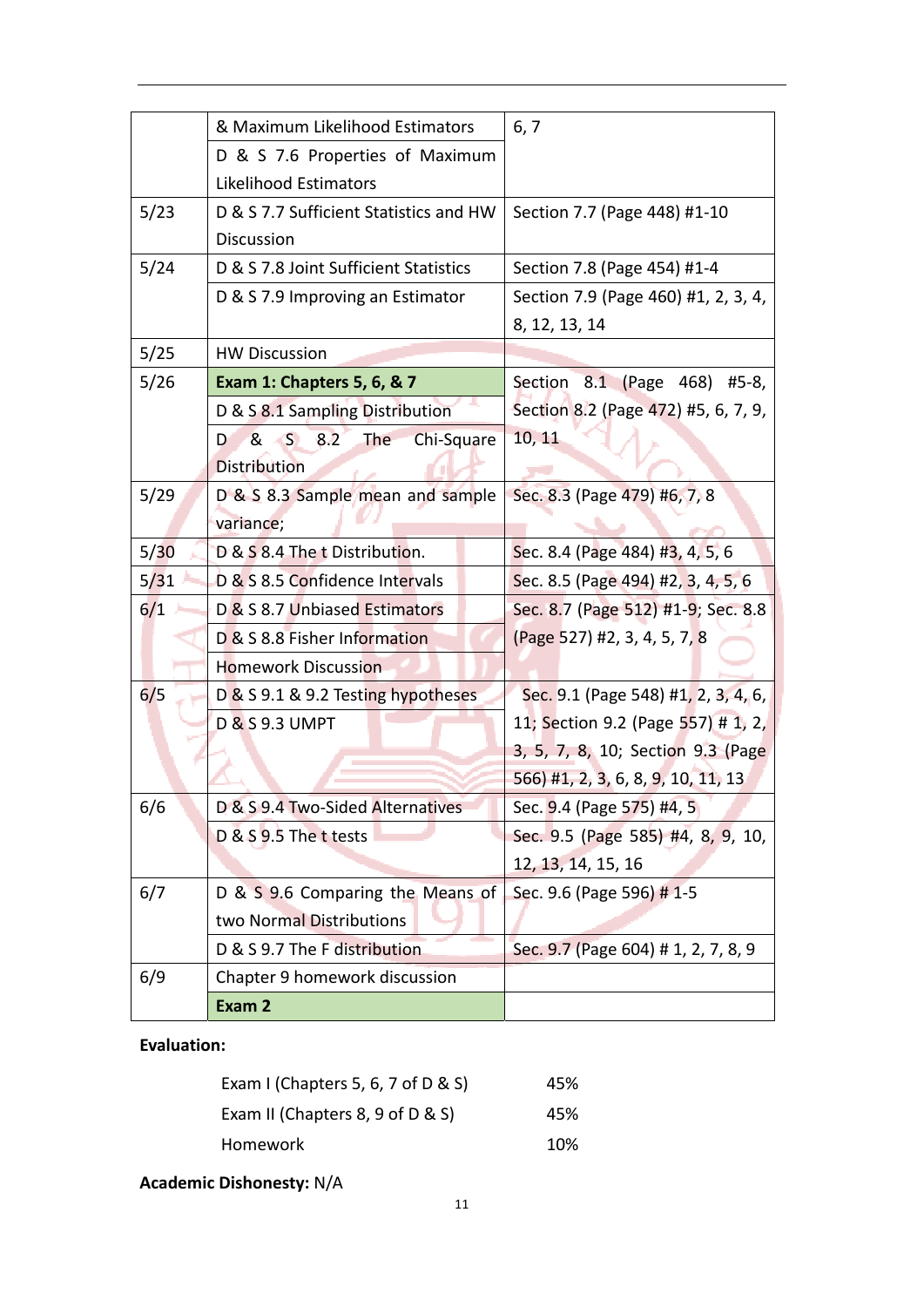| | | |
|---|---|---|
| | & Maximum Likelihood Estimators<br>D & S 7.6 Properties of Maximum Likelihood Estimators | 6, 7 |
| 5/23 | D & S 7.7 Sufficient Statistics and HW Discussion | Section 7.7 (Page 448) #1-10 |
| 5/24 | D & S 7.8 Joint Sufficient Statistics | Section 7.8 (Page 454) #1-4 |
| | D & S 7.9 Improving an Estimator | Section 7.9 (Page 460) #1, 2, 3, 4, 8, 12, 13, 14 |
| 5/25 | HW Discussion | |
| 5/26 | **Exam 1: Chapters 5, 6, & 7**<br>D & S 8.1 Sampling Distribution<br>D & S 8.2 The Chi-Square Distribution | Section 8.1 (Page 468) #5-8, Section 8.2 (Page 472) #5, 6, 7, 9, 10, 11 |
| 5/29 | D & S 8.3 Sample mean and sample variance; | Sec. 8.3 (Page 479) #6, 7, 8 |
| 5/30 | D & S 8.4 The t Distribution. | Sec. 8.4 (Page 484) #3, 4, 5, 6 |
| 5/31 | D & S 8.5 Confidence Intervals | Sec. 8.5 (Page 494) #2, 3, 4, 5, 6 |
| 6/1 | D & S 8.7 Unbiased Estimators<br>D & S 8.8 Fisher Information<br>Homework Discussion | Sec. 8.7 (Page 512) #1-9; Sec. 8.8 (Page 527) #2, 3, 4, 5, 7, 8 |
| 6/5 | D & S 9.1 & 9.2 Testing hypotheses<br>D & S 9.3 UMPT | Sec. 9.1 (Page 548) #1, 2, 3, 4, 6, 11; Section 9.2 (Page 557) # 1, 2, 3, 5, 7, 8, 10; Section 9.3 (Page 566) #1, 2, 3, 6, 8, 9, 10, 11, 13 |
| 6/6 | D & S 9.4 Two-Sided Alternatives | Sec. 9.4 (Page 575) #4, 5 |
| | D & S 9.5 The t tests | Sec. 9.5 (Page 585) #4, 8, 9, 10, 12, 13, 14, 15, 16 |
| 6/7 | D & S 9.6 Comparing the Means of two Normal Distributions | Sec. 9.6 (Page 596) # 1-5 |
| | D & S 9.7 The F distribution | Sec. 9.7 (Page 604) # 1, 2, 7, 8, 9 |
| 6/9 | Chapter 9 homework discussion<br>**Exam 2** | |

**Evaluation:**

| | |
|---|---|
| Exam I (Chapters 5, 6, 7 of D & S) | 45% |
| Exam II (Chapters 8, 9 of D & S) | 45% |
| Homework | 10% |

**Academic Dishonesty:** N/A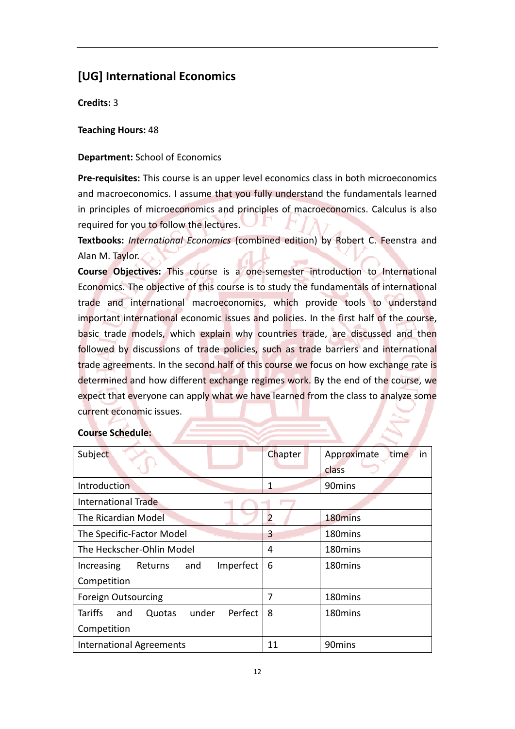## [UG] International Economics

**Credits:** 3

**Teaching Hours:** 48

**Department:** School of Economics

**Pre-requisites:** This course is an upper level economics class in both microeconomics and macroeconomics. I assume that you fully understand the fundamentals learned in principles of microeconomics and principles of macroeconomics. Calculus is also required for you to follow the lectures.

**Textbooks:** *International Economics* (combined edition) by Robert C. Feenstra and Alan M. Taylor.

**Course Objectives:** This course is a one-semester introduction to International Economics. The objective of this course is to study the fundamentals of international trade and international macroeconomics, which provide tools to understand important international economic issues and policies. In the first half of the course, basic trade models, which explain why countries trade, are discussed and then followed by discussions of trade policies, such as trade barriers and international trade agreements. In the second half of this course we focus on how exchange rate is determined and how different exchange regimes work. By the end of the course, we expect that everyone can apply what we have learned from the class to analyze some current economic issues.

**Course Schedule:**

| Subject | Chapter | Approximate time in class |
|---|---|---|
| Introduction | 1 | 90mins |
| International Trade | | |
| The Ricardian Model | 2 | 180mins |
| The Specific-Factor Model | 3 | 180mins |
| The Heckscher-Ohlin Model | 4 | 180mins |
| Increasing Returns and Imperfect Competition | 6 | 180mins |
| Foreign Outsourcing | 7 | 180mins |
| Tariffs and Quotas under Perfect Competition | 8 | 180mins |
| International Agreements | 11 | 90mins |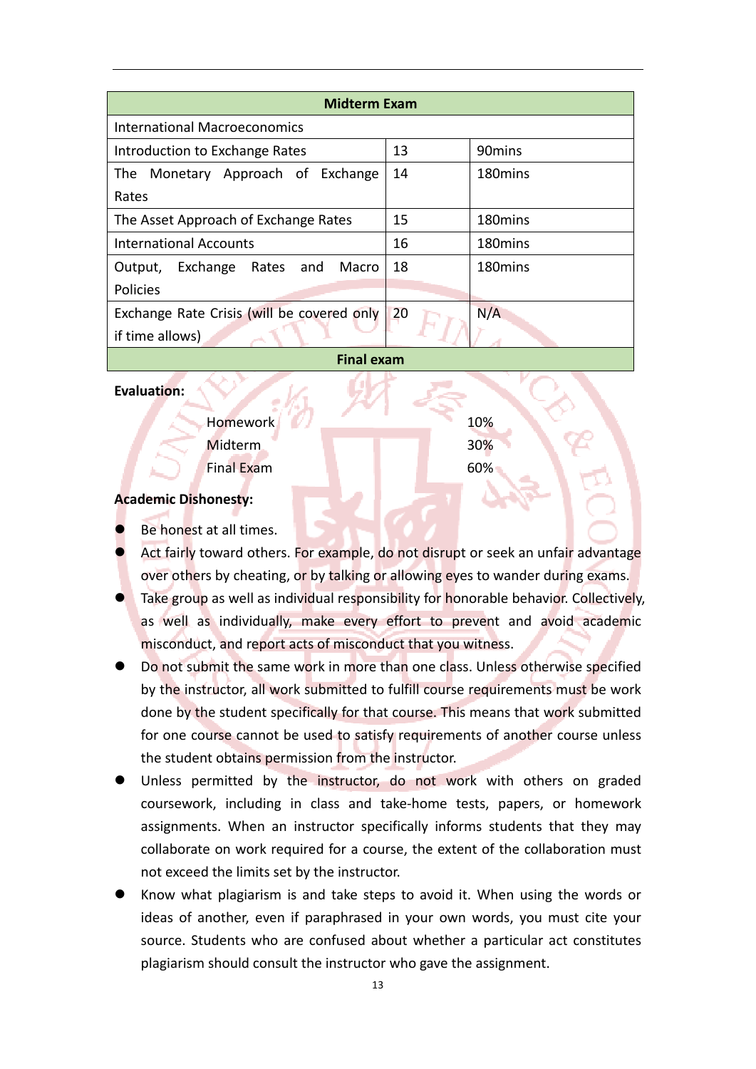| Midterm Exam | | |
|---|---|---|
| International Macroeconomics | | |
| Introduction to Exchange Rates | 13 | 90mins |
| The Monetary Approach of Exchange Rates | 14 | 180mins |
| The Asset Approach of Exchange Rates | 15 | 180mins |
| International Accounts | 16 | 180mins |
| Output, Exchange Rates and Macro Policies | 18 | 180mins |
| Exchange Rate Crisis (will be covered only if time allows) | 20 | N/A |
| Final exam | | |

**Evaluation:**

| | |
|---|---|
| Homework | 10% |
| Midterm | 30% |
| Final Exam | 60% |

**Academic Dishonesty:**

- Be honest at all times.
- Act fairly toward others. For example, do not disrupt or seek an unfair advantage over others by cheating, or by talking or allowing eyes to wander during exams.
- Take group as well as individual responsibility for honorable behavior. Collectively, as well as individually, make every effort to prevent and avoid academic misconduct, and report acts of misconduct that you witness.
- Do not submit the same work in more than one class. Unless otherwise specified by the instructor, all work submitted to fulfill course requirements must be work done by the student specifically for that course. This means that work submitted for one course cannot be used to satisfy requirements of another course unless the student obtains permission from the instructor.
- Unless permitted by the instructor, do not work with others on graded coursework, including in class and take-home tests, papers, or homework assignments. When an instructor specifically informs students that they may collaborate on work required for a course, the extent of the collaboration must not exceed the limits set by the instructor.
- Know what plagiarism is and take steps to avoid it. When using the words or ideas of another, even if paraphrased in your own words, you must cite your source. Students who are confused about whether a particular act constitutes plagiarism should consult the instructor who gave the assignment.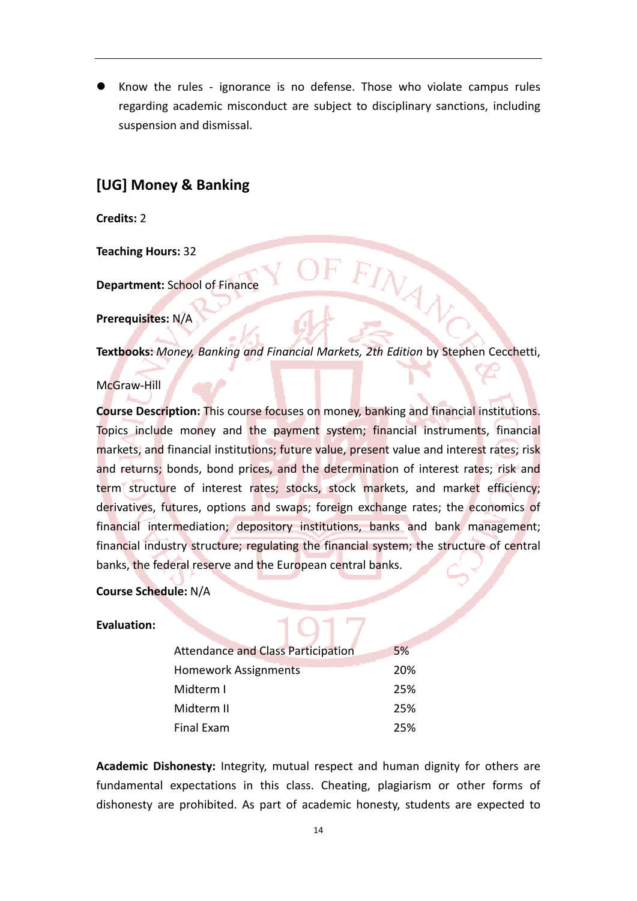- Know the rules - ignorance is no defense. Those who violate campus rules regarding academic misconduct are subject to disciplinary sanctions, including suspension and dismissal.

## [UG] Money & Banking

**Credits:** 2

**Teaching Hours:** 32

**Department:** School of Finance

**Prerequisites:** N/A

**Textbooks:** *Money, Banking and Financial Markets, 2th Edition* by Stephen Cecchetti, McGraw-Hill

**Course Description:** This course focuses on money, banking and financial institutions. Topics include money and the payment system; financial instruments, financial markets, and financial institutions; future value, present value and interest rates; risk and returns; bonds, bond prices, and the determination of interest rates; risk and term structure of interest rates; stocks, stock markets, and market efficiency; derivatives, futures, options and swaps; foreign exchange rates; the economics of financial intermediation; depository institutions, banks and bank management; financial industry structure; regulating the financial system; the structure of central banks, the federal reserve and the European central banks.

**Course Schedule:** N/A

**Evaluation:**

| | |
|---|---|
| Attendance and Class Participation | 5% |
| Homework Assignments | 20% |
| Midterm I | 25% |
| Midterm II | 25% |
| Final Exam | 25% |

**Academic Dishonesty:** Integrity, mutual respect and human dignity for others are fundamental expectations in this class. Cheating, plagiarism or other forms of dishonesty are prohibited. As part of academic honesty, students are expected to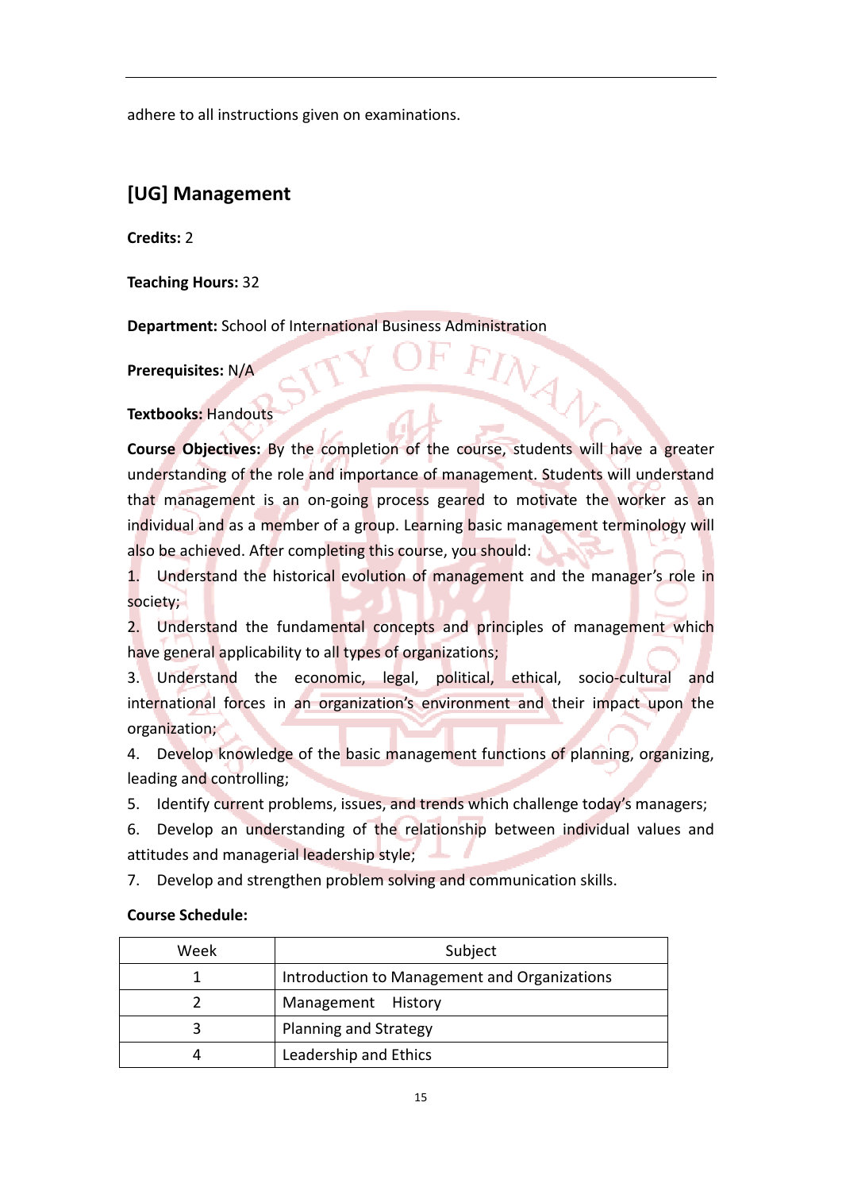adhere to all instructions given on examinations.

## [UG] Management

**Credits:** 2

**Teaching Hours:** 32

**Department:** School of International Business Administration

**Prerequisites:** N/A

**Textbooks:** Handouts

**Course Objectives:** By the completion of the course, students will have a greater understanding of the role and importance of management. Students will understand that management is an on-going process geared to motivate the worker as an individual and as a member of a group. Learning basic management terminology will also be achieved. After completing this course, you should:

1. Understand the historical evolution of management and the manager's role in society;
2. Understand the fundamental concepts and principles of management which have general applicability to all types of organizations;
3. Understand the economic, legal, political, ethical, socio-cultural and international forces in an organization's environment and their impact upon the organization;
4. Develop knowledge of the basic management functions of planning, organizing, leading and controlling;
5. Identify current problems, issues, and trends which challenge today's managers;
6. Develop an understanding of the relationship between individual values and attitudes and managerial leadership style;
7. Develop and strengthen problem solving and communication skills.

**Course Schedule:**

| Week | Subject |
|---|---|
| 1 | Introduction to Management and Organizations |
| 2 | Management History |
| 3 | Planning and Strategy |
| 4 | Leadership and Ethics |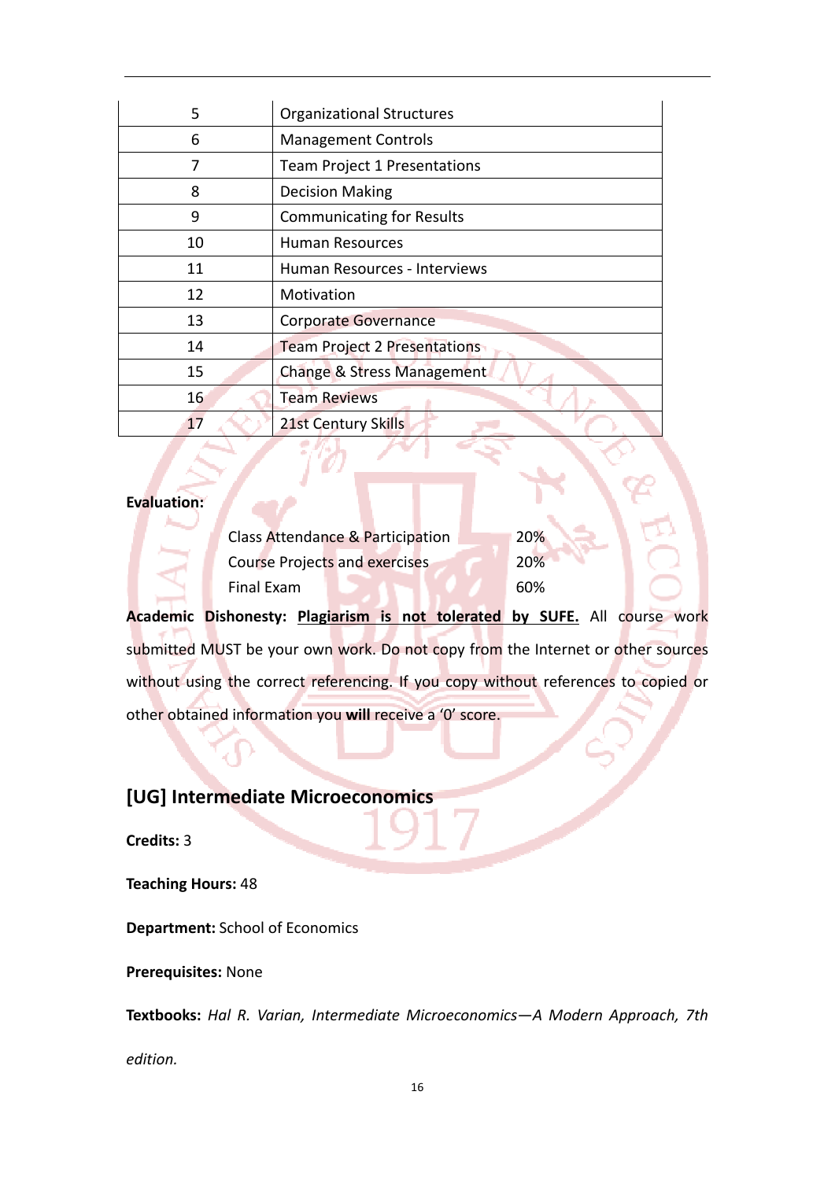| | |
|---|---|
| 5 | Organizational Structures |
| 6 | Management Controls |
| 7 | Team Project 1 Presentations |
| 8 | Decision Making |
| 9 | Communicating for Results |
| 10 | Human Resources |
| 11 | Human Resources - Interviews |
| 12 | Motivation |
| 13 | Corporate Governance |
| 14 | Team Project 2 Presentations |
| 15 | Change & Stress Management |
| 16 | Team Reviews |
| 17 | 21st Century Skills |

**Evaluation:**

| | |
|---|---|
| Class Attendance & Participation | 20% |
| Course Projects and exercises | 20% |
| Final Exam | 60% |

**Academic Dishonesty:** **Plagiarism is not tolerated by SUFE.** All course work submitted MUST be your own work. Do not copy from the Internet or other sources without using the correct referencing. If you copy without references to copied or other obtained information you **will** receive a '0' score.

## [UG] Intermediate Microeconomics

**Credits:** 3

**Teaching Hours:** 48

**Department:** School of Economics

**Prerequisites:** None

**Textbooks:** *Hal R. Varian, Intermediate Microeconomics—A Modern Approach, 7th edition.*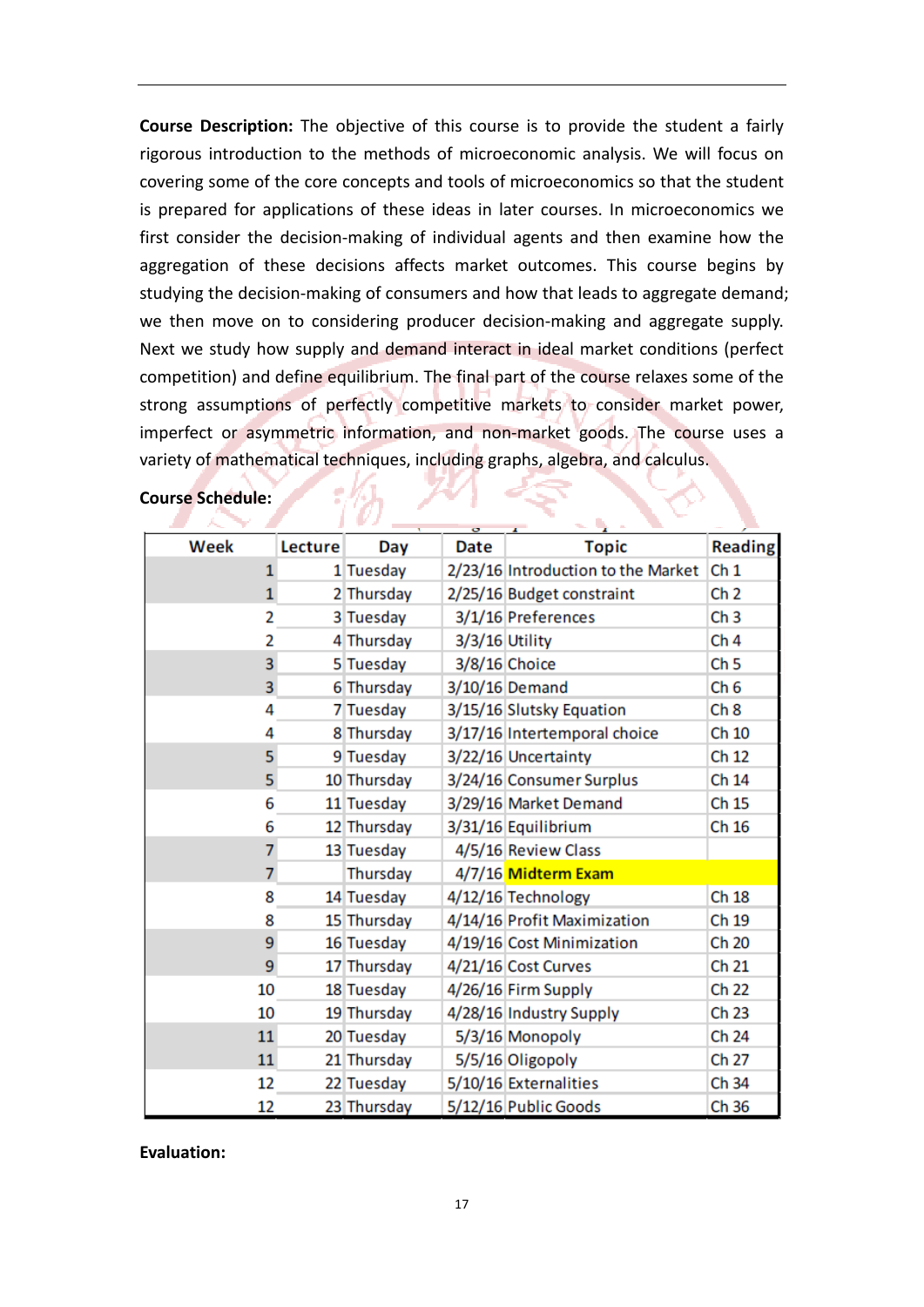**Course Description:** The objective of this course is to provide the student a fairly rigorous introduction to the methods of microeconomic analysis. We will focus on covering some of the core concepts and tools of microeconomics so that the student is prepared for applications of these ideas in later courses. In microeconomics we first consider the decision-making of individual agents and then examine how the aggregation of these decisions affects market outcomes. This course begins by studying the decision-making of consumers and how that leads to aggregate demand; we then move on to considering producer decision-making and aggregate supply. Next we study how supply and demand interact in ideal market conditions (perfect competition) and define equilibrium. The final part of the course relaxes some of the strong assumptions of perfectly competitive markets to consider market power, imperfect or asymmetric information, and non-market goods. The course uses a variety of mathematical techniques, including graphs, algebra, and calculus.

**Course Schedule:**

| Week | Lecture | Day | Date | Topic | Reading |
|---|---|---|---|---|---|
| 1 | 1 | Tuesday | 2/23/16 | Introduction to the Market | Ch 1 |
| 1 | 2 | Thursday | 2/25/16 | Budget constraint | Ch 2 |
| 2 | 3 | Tuesday | 3/1/16 | Preferences | Ch 3 |
| 2 | 4 | Thursday | 3/3/16 | Utility | Ch 4 |
| 3 | 5 | Tuesday | 3/8/16 | Choice | Ch 5 |
| 3 | 6 | Thursday | 3/10/16 | Demand | Ch 6 |
| 4 | 7 | Tuesday | 3/15/16 | Slutsky Equation | Ch 8 |
| 4 | 8 | Thursday | 3/17/16 | Intertemporal choice | Ch 10 |
| 5 | 9 | Tuesday | 3/22/16 | Uncertainty | Ch 12 |
| 5 | 10 | Thursday | 3/24/16 | Consumer Surplus | Ch 14 |
| 6 | 11 | Tuesday | 3/29/16 | Market Demand | Ch 15 |
| 6 | 12 | Thursday | 3/31/16 | Equilibrium | Ch 16 |
| 7 | 13 | Tuesday | 4/5/16 | Review Class | |
| 7 | | Thursday | 4/7/16 | **Midterm Exam** | |
| 8 | 14 | Tuesday | 4/12/16 | Technology | Ch 18 |
| 8 | 15 | Thursday | 4/14/16 | Profit Maximization | Ch 19 |
| 9 | 16 | Tuesday | 4/19/16 | Cost Minimization | Ch 20 |
| 9 | 17 | Thursday | 4/21/16 | Cost Curves | Ch 21 |
| 10 | 18 | Tuesday | 4/26/16 | Firm Supply | Ch 22 |
| 10 | 19 | Thursday | 4/28/16 | Industry Supply | Ch 23 |
| 11 | 20 | Tuesday | 5/3/16 | Monopoly | Ch 24 |
| 11 | 21 | Thursday | 5/5/16 | Oligopoly | Ch 27 |
| 12 | 22 | Tuesday | 5/10/16 | Externalities | Ch 34 |
| 12 | 23 | Thursday | 5/12/16 | Public Goods | Ch 36 |

**Evaluation:**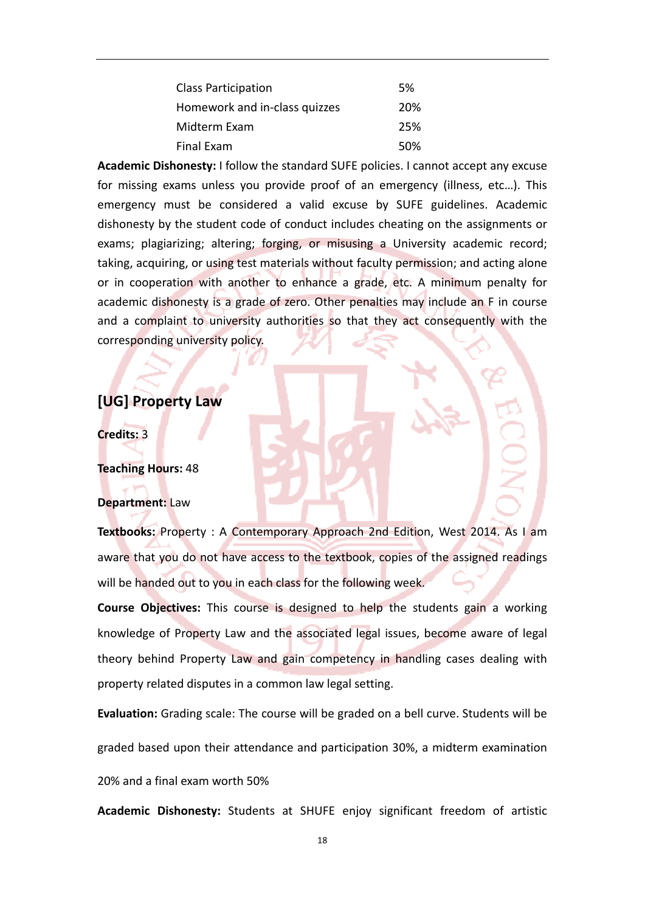| | |
|---|---|
| Class Participation | 5% |
| Homework and in-class quizzes | 20% |
| Midterm Exam | 25% |
| Final Exam | 50% |

**Academic Dishonesty:** I follow the standard SUFE policies. I cannot accept any excuse for missing exams unless you provide proof of an emergency (illness, etc…). This emergency must be considered a valid excuse by SUFE guidelines. Academic dishonesty by the student code of conduct includes cheating on the assignments or exams; plagiarizing; altering; forging, or misusing a University academic record; taking, acquiring, or using test materials without faculty permission; and acting alone or in cooperation with another to enhance a grade, etc. A minimum penalty for academic dishonesty is a grade of zero. Other penalties may include an F in course and a complaint to university authorities so that they act consequently with the corresponding university policy.

## [UG] Property Law

**Credits:** 3

**Teaching Hours:** 48

**Department:** Law

**Textbooks:** Property：A Contemporary Approach 2nd Edition, West 2014. As I am aware that you do not have access to the textbook, copies of the assigned readings will be handed out to you in each class for the following week.

**Course Objectives:** This course is designed to help the students gain a working knowledge of Property Law and the associated legal issues, become aware of legal theory behind Property Law and gain competency in handling cases dealing with property related disputes in a common law legal setting.

**Evaluation:** Grading scale: The course will be graded on a bell curve. Students will be graded based upon their attendance and participation 30%, a midterm examination 20% and a final exam worth 50%

**Academic Dishonesty:** Students at SHUFE enjoy significant freedom of artistic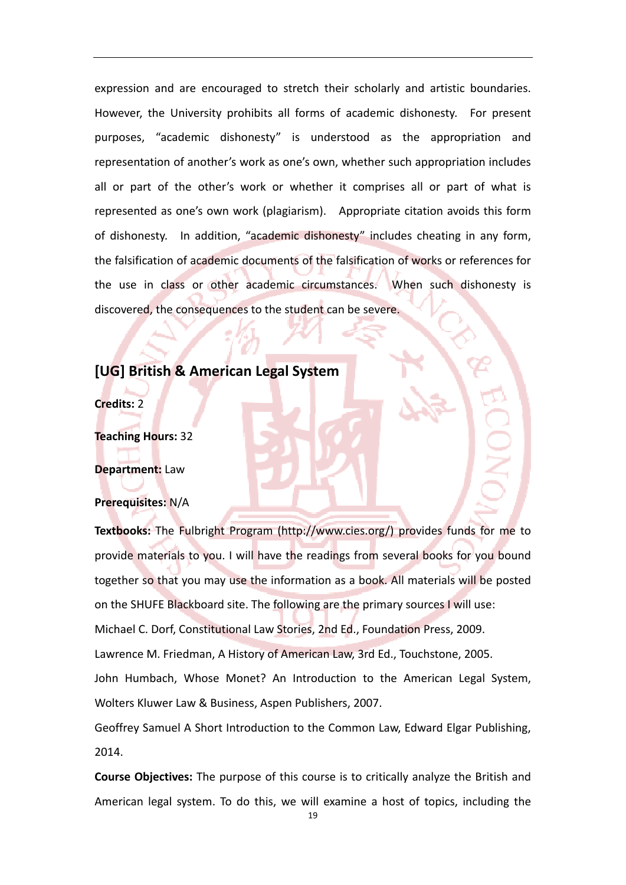expression and are encouraged to stretch their scholarly and artistic boundaries. However, the University prohibits all forms of academic dishonesty. For present purposes, "academic dishonesty" is understood as the appropriation and representation of another's work as one's own, whether such appropriation includes all or part of the other's work or whether it comprises all or part of what is represented as one's own work (plagiarism). Appropriate citation avoids this form of dishonesty. In addition, "academic dishonesty" includes cheating in any form, the falsification of academic documents of the falsification of works or references for the use in class or other academic circumstances. When such dishonesty is discovered, the consequences to the student can be severe.

## [UG] British & American Legal System

**Credits:** 2

**Teaching Hours:** 32

**Department:** Law

**Prerequisites:** N/A

**Textbooks:** The Fulbright Program (http://www.cies.org/) provides funds for me to provide materials to you. I will have the readings from several books for you bound together so that you may use the information as a book. All materials will be posted on the SHUFE Blackboard site. The following are the primary sources I will use:

Michael C. Dorf, Constitutional Law Stories, 2nd Ed., Foundation Press, 2009.

Lawrence M. Friedman, A History of American Law, 3rd Ed., Touchstone, 2005.

John Humbach, Whose Monet? An Introduction to the American Legal System, Wolters Kluwer Law & Business, Aspen Publishers, 2007.

Geoffrey Samuel A Short Introduction to the Common Law, Edward Elgar Publishing, 2014.

**Course Objectives:** The purpose of this course is to critically analyze the British and American legal system. To do this, we will examine a host of topics, including the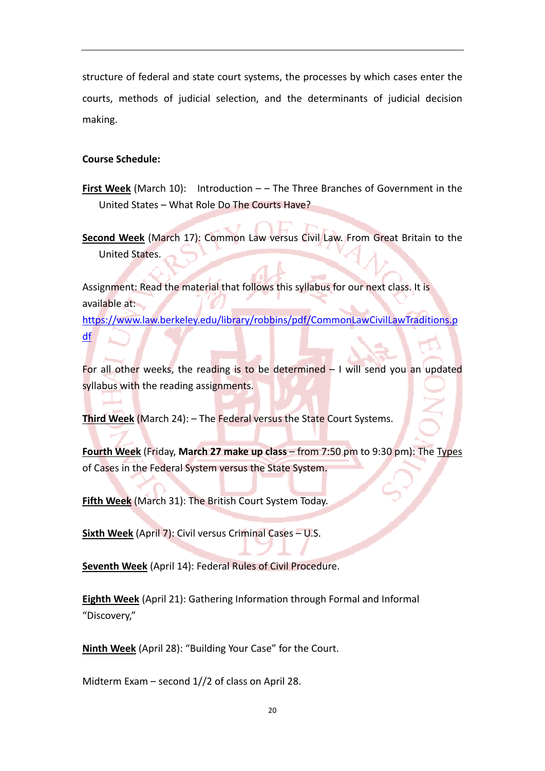structure of federal and state court systems, the processes by which cases enter the courts, methods of judicial selection, and the determinants of judicial decision making.

**Course Schedule:**

**First Week** (March 10): Introduction – – The Three Branches of Government in the United States – What Role Do The Courts Have?

**Second Week** (March 17): Common Law versus Civil Law. From Great Britain to the United States.

Assignment: Read the material that follows this syllabus for our next class. It is available at: https://www.law.berkeley.edu/library/robbins/pdf/CommonLawCivilLawTraditions.pdf

For all other weeks, the reading is to be determined – I will send you an updated syllabus with the reading assignments.

**Third Week** (March 24): – The Federal versus the State Court Systems.

**Fourth Week** (Friday, **March 27 make up class** – from 7:50 pm to 9:30 pm): The Types of Cases in the Federal System versus the State System.

**Fifth Week** (March 31): The British Court System Today.

**Sixth Week** (April 7): Civil versus Criminal Cases – U.S.

**Seventh Week** (April 14): Federal Rules of Civil Procedure.

**Eighth Week** (April 21): Gathering Information through Formal and Informal "Discovery,"

**Ninth Week** (April 28): "Building Your Case" for the Court.

Midterm Exam – second 1//2 of class on April 28.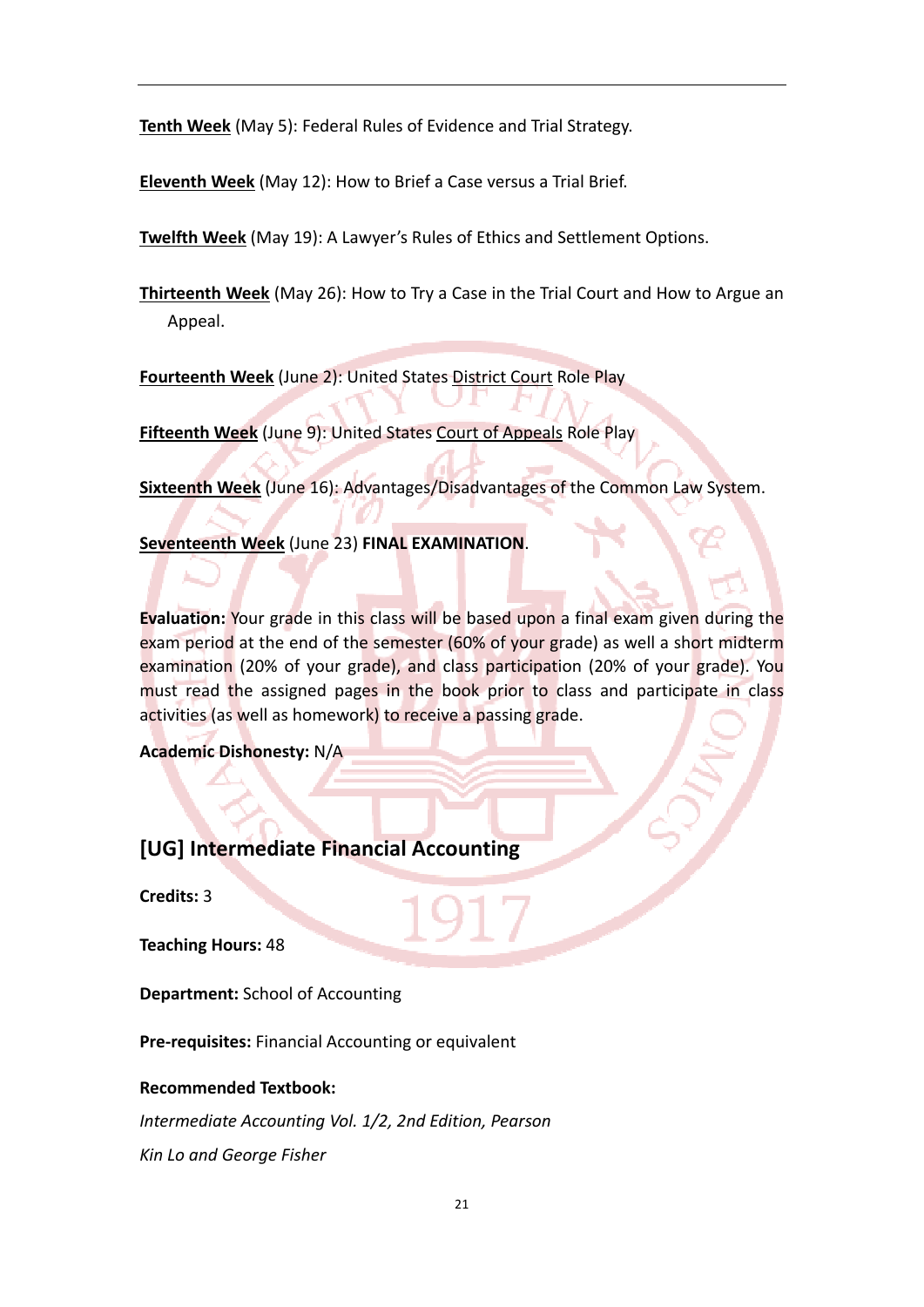**Tenth Week** (May 5): Federal Rules of Evidence and Trial Strategy.

**Eleventh Week** (May 12): How to Brief a Case versus a Trial Brief.

**Twelfth Week** (May 19): A Lawyer's Rules of Ethics and Settlement Options.

**Thirteenth Week** (May 26): How to Try a Case in the Trial Court and How to Argue an Appeal.

**Fourteenth Week** (June 2): United States District Court Role Play

**Fifteenth Week** (June 9): United States Court of Appeals Role Play

**Sixteenth Week** (June 16): Advantages/Disadvantages of the Common Law System.

**Seventeenth Week** (June 23) **FINAL EXAMINATION**.

**Evaluation:** Your grade in this class will be based upon a final exam given during the exam period at the end of the semester (60% of your grade) as well a short midterm examination (20% of your grade), and class participation (20% of your grade). You must read the assigned pages in the book prior to class and participate in class activities (as well as homework) to receive a passing grade.

**Academic Dishonesty:** N/A

## [UG] Intermediate Financial Accounting

**Credits:** 3

**Teaching Hours:** 48

**Department:** School of Accounting

**Pre-requisites:** Financial Accounting or equivalent

**Recommended Textbook:**

*Intermediate Accounting Vol. 1/2, 2nd Edition, Pearson*

*Kin Lo and George Fisher*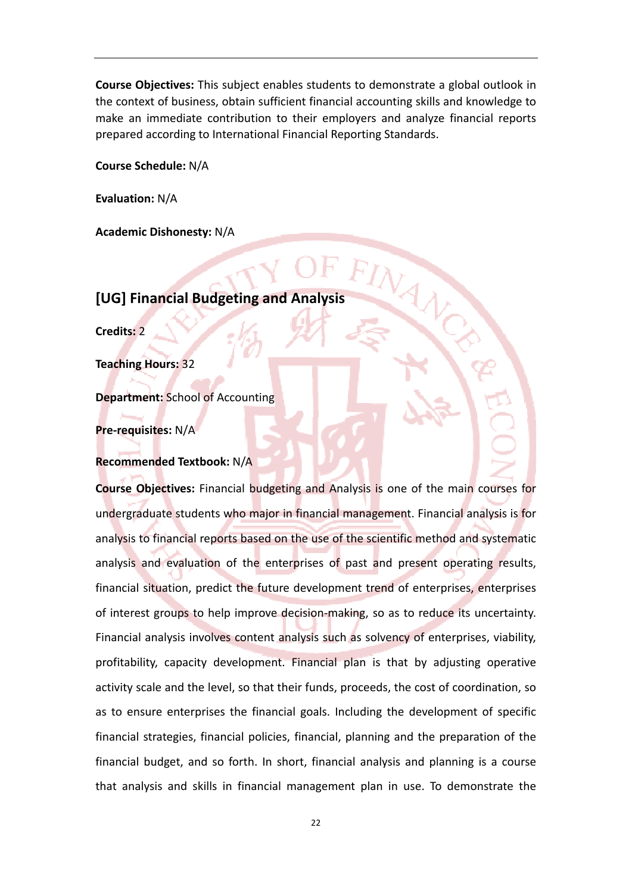**Course Objectives:** This subject enables students to demonstrate a global outlook in the context of business, obtain sufficient financial accounting skills and knowledge to make an immediate contribution to their employers and analyze financial reports prepared according to International Financial Reporting Standards.

**Course Schedule:** N/A

**Evaluation:** N/A

**Academic Dishonesty:** N/A

## [UG] Financial Budgeting and Analysis

**Credits:** 2

**Teaching Hours:** 32

**Department:** School of Accounting

**Pre-requisites:** N/A

**Recommended Textbook:** N/A

**Course Objectives:** Financial budgeting and Analysis is one of the main courses for undergraduate students who major in financial management. Financial analysis is for analysis to financial reports based on the use of the scientific method and systematic analysis and evaluation of the enterprises of past and present operating results, financial situation, predict the future development trend of enterprises, enterprises of interest groups to help improve decision-making, so as to reduce its uncertainty. Financial analysis involves content analysis such as solvency of enterprises, viability, profitability, capacity development. Financial plan is that by adjusting operative activity scale and the level, so that their funds, proceeds, the cost of coordination, so as to ensure enterprises the financial goals. Including the development of specific financial strategies, financial policies, financial, planning and the preparation of the financial budget, and so forth. In short, financial analysis and planning is a course that analysis and skills in financial management plan in use. To demonstrate the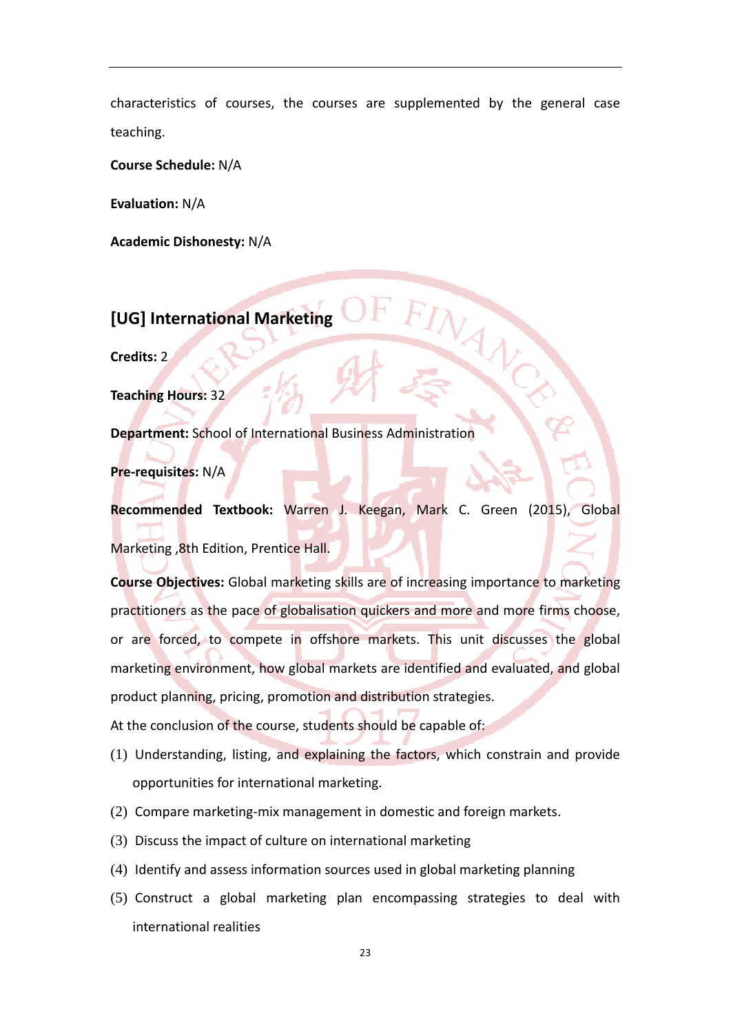characteristics of courses, the courses are supplemented by the general case teaching.

**Course Schedule:** N/A

**Evaluation:** N/A

**Academic Dishonesty:** N/A

## [UG] International Marketing

**Credits:** 2

**Teaching Hours:** 32

**Department:** School of International Business Administration

**Pre-requisites:** N/A

**Recommended Textbook:** Warren J. Keegan, Mark C. Green (2015), Global Marketing ,8th Edition, Prentice Hall.

**Course Objectives:** Global marketing skills are of increasing importance to marketing practitioners as the pace of globalisation quickers and more and more firms choose, or are forced, to compete in offshore markets. This unit discusses the global marketing environment, how global markets are identified and evaluated, and global product planning, pricing, promotion and distribution strategies.

At the conclusion of the course, students should be capable of:

(1) Understanding, listing, and explaining the factors, which constrain and provide opportunities for international marketing.

(2) Compare marketing-mix management in domestic and foreign markets.

(3) Discuss the impact of culture on international marketing

(4) Identify and assess information sources used in global marketing planning

(5) Construct a global marketing plan encompassing strategies to deal with international realities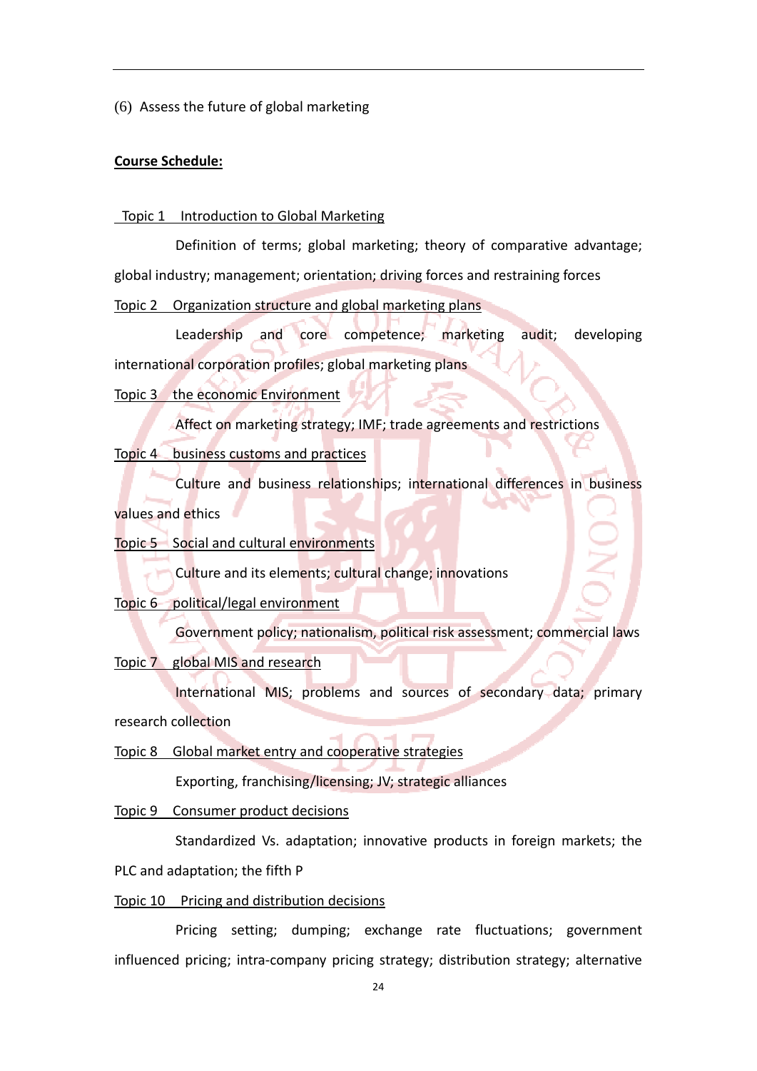(6) Assess the future of global marketing

**Course Schedule:**

Topic 1 Introduction to Global Marketing

Definition of terms; global marketing; theory of comparative advantage; global industry; management; orientation; driving forces and restraining forces

Topic 2 Organization structure and global marketing plans

Leadership and core competence; marketing audit; developing international corporation profiles; global marketing plans

Topic 3 the economic Environment

Affect on marketing strategy; IMF; trade agreements and restrictions

Topic 4 business customs and practices

Culture and business relationships; international differences in business values and ethics

Topic 5 Social and cultural environments

Culture and its elements; cultural change; innovations

Topic 6 political/legal environment

Government policy; nationalism, political risk assessment; commercial laws

Topic 7 global MIS and research

International MIS; problems and sources of secondary data; primary research collection

Topic 8 Global market entry and cooperative strategies

Exporting, franchising/licensing; JV; strategic alliances

Topic 9 Consumer product decisions

Standardized Vs. adaptation; innovative products in foreign markets; the PLC and adaptation; the fifth P

Topic 10 Pricing and distribution decisions

Pricing setting; dumping; exchange rate fluctuations; government influenced pricing; intra-company pricing strategy; distribution strategy; alternative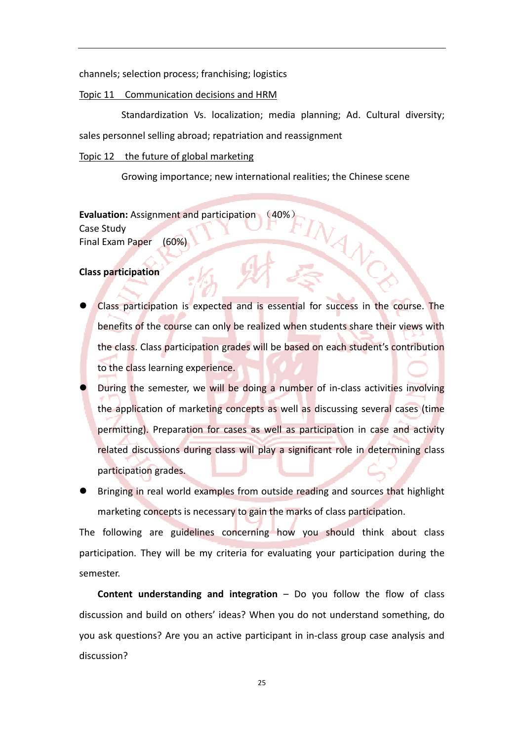channels; selection process; franchising; logistics

Topic 11　Communication decisions and HRM

Standardization Vs. localization; media planning; Ad. Cultural diversity; sales personnel selling abroad; repatriation and reassignment

Topic 12　the future of global marketing

Growing importance; new international realities; the Chinese scene

**Evaluation:** Assignment and participation　（40%）
Case Study
Final Exam Paper　(60%)

**Class participation**

- Class participation is expected and is essential for success in the course. The benefits of the course can only be realized when students share their views with the class. Class participation grades will be based on each student's contribution to the class learning experience.
- During the semester, we will be doing a number of in-class activities involving the application of marketing concepts as well as discussing several cases (time permitting). Preparation for cases as well as participation in case and activity related discussions during class will play a significant role in determining class participation grades.
- Bringing in real world examples from outside reading and sources that highlight marketing concepts is necessary to gain the marks of class participation.

The following are guidelines concerning how you should think about class participation. They will be my criteria for evaluating your participation during the semester.

**Content understanding and integration** – Do you follow the flow of class discussion and build on others' ideas? When you do not understand something, do you ask questions? Are you an active participant in in-class group case analysis and discussion?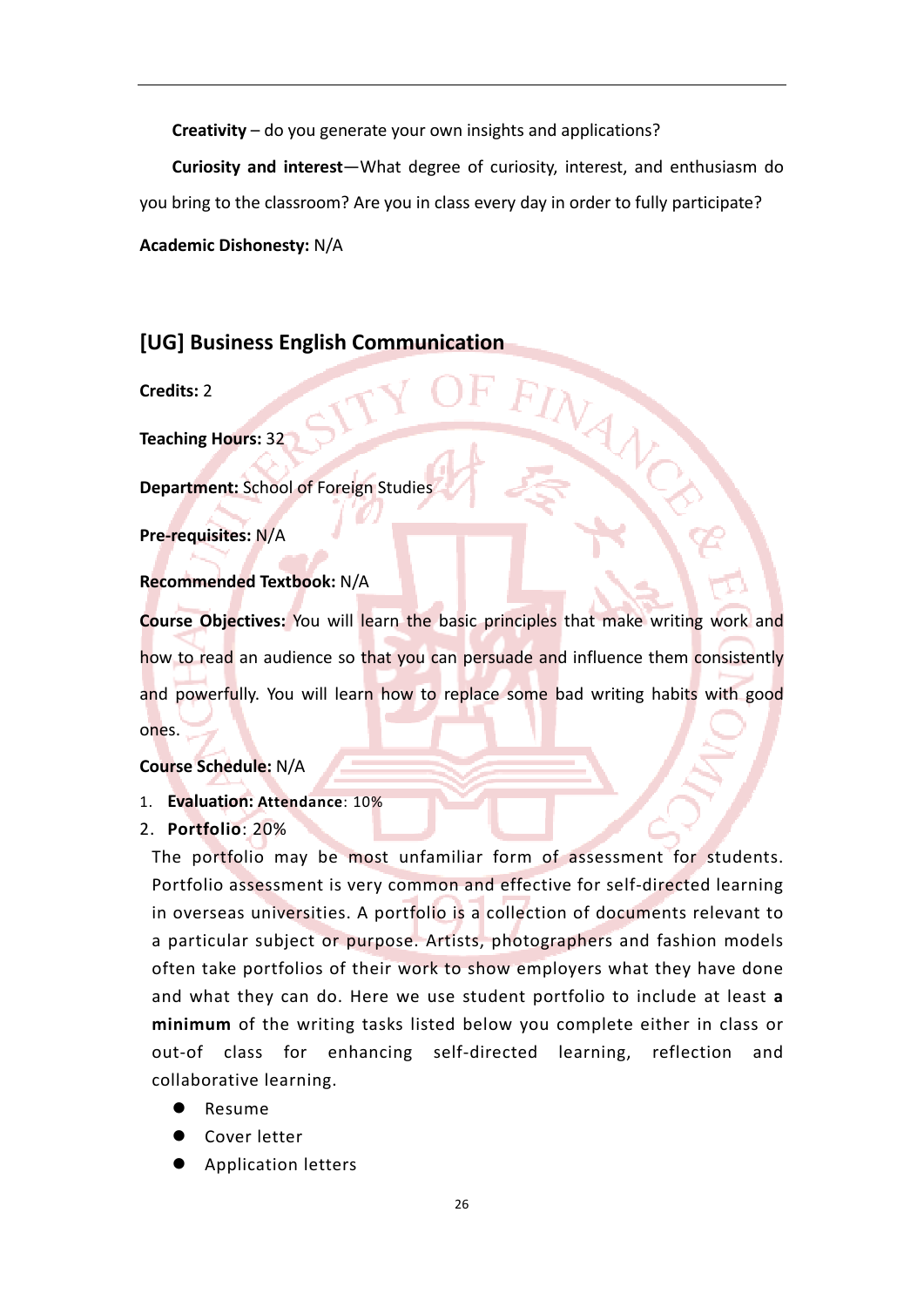**Creativity** – do you generate your own insights and applications?

**Curiosity and interest**—What degree of curiosity, interest, and enthusiasm do you bring to the classroom? Are you in class every day in order to fully participate?

**Academic Dishonesty:** N/A

## [UG] Business English Communication

**Credits:** 2

**Teaching Hours:** 32

**Department:** School of Foreign Studies

**Pre-requisites:** N/A

**Recommended Textbook:** N/A

**Course Objectives:** You will learn the basic principles that make writing work and how to read an audience so that you can persuade and influence them consistently and powerfully. You will learn how to replace some bad writing habits with good ones.

**Course Schedule:** N/A

1. **Evaluation: Attendance**: 10%
2. **Portfolio**: 20%

   The portfolio may be most unfamiliar form of assessment for students. Portfolio assessment is very common and effective for self-directed learning in overseas universities. A portfolio is a collection of documents relevant to a particular subject or purpose. Artists, photographers and fashion models often take portfolios of their work to show employers what they have done and what they can do. Here we use student portfolio to include at least **a minimum** of the writing tasks listed below you complete either in class or out-of class for enhancing self-directed learning, reflection and collaborative learning.

   - Resume
   - Cover letter
   - Application letters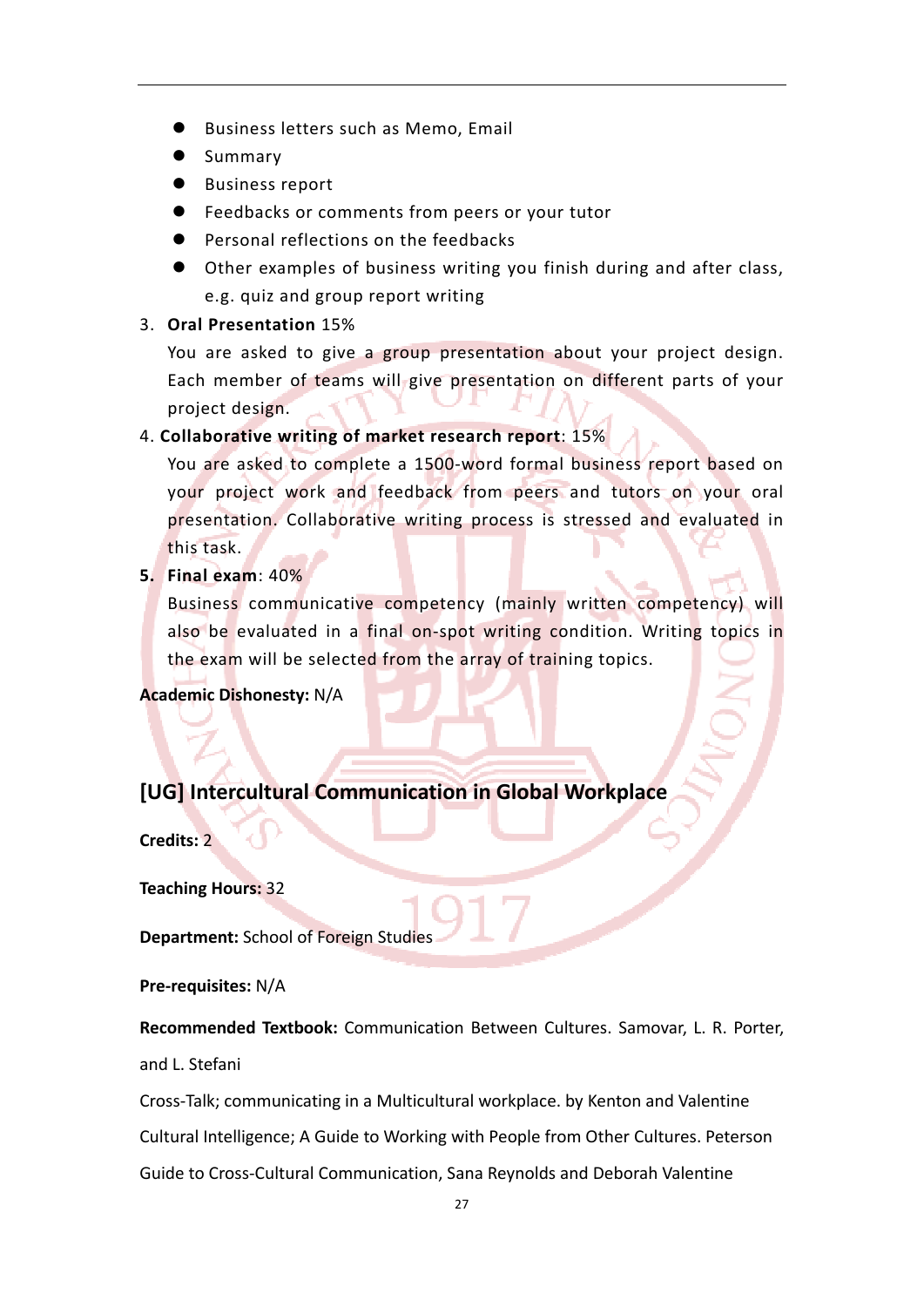- Business letters such as Memo, Email
- Summary
- Business report
- Feedbacks or comments from peers or your tutor
- Personal reflections on the feedbacks
- Other examples of business writing you finish during and after class, e.g. quiz and group report writing

3. **Oral Presentation** 15%

   You are asked to give a group presentation about your project design. Each member of teams will give presentation on different parts of your project design.

4. **Collaborative writing of market research report**: 15%

   You are asked to complete a 1500-word formal business report based on your project work and feedback from peers and tutors on your oral presentation. Collaborative writing process is stressed and evaluated in this task.

5. **Final exam**: 40%

   Business communicative competency (mainly written competency) will also be evaluated in a final on-spot writing condition. Writing topics in the exam will be selected from the array of training topics.

**Academic Dishonesty:** N/A

## [UG] Intercultural Communication in Global Workplace

**Credits:** 2

**Teaching Hours:** 32

**Department:** School of Foreign Studies

**Pre-requisites:** N/A

**Recommended Textbook:** Communication Between Cultures. Samovar, L. R. Porter, and L. Stefani

Cross-Talk; communicating in a Multicultural workplace. by Kenton and Valentine

Cultural Intelligence; A Guide to Working with People from Other Cultures. Peterson

Guide to Cross-Cultural Communication, Sana Reynolds and Deborah Valentine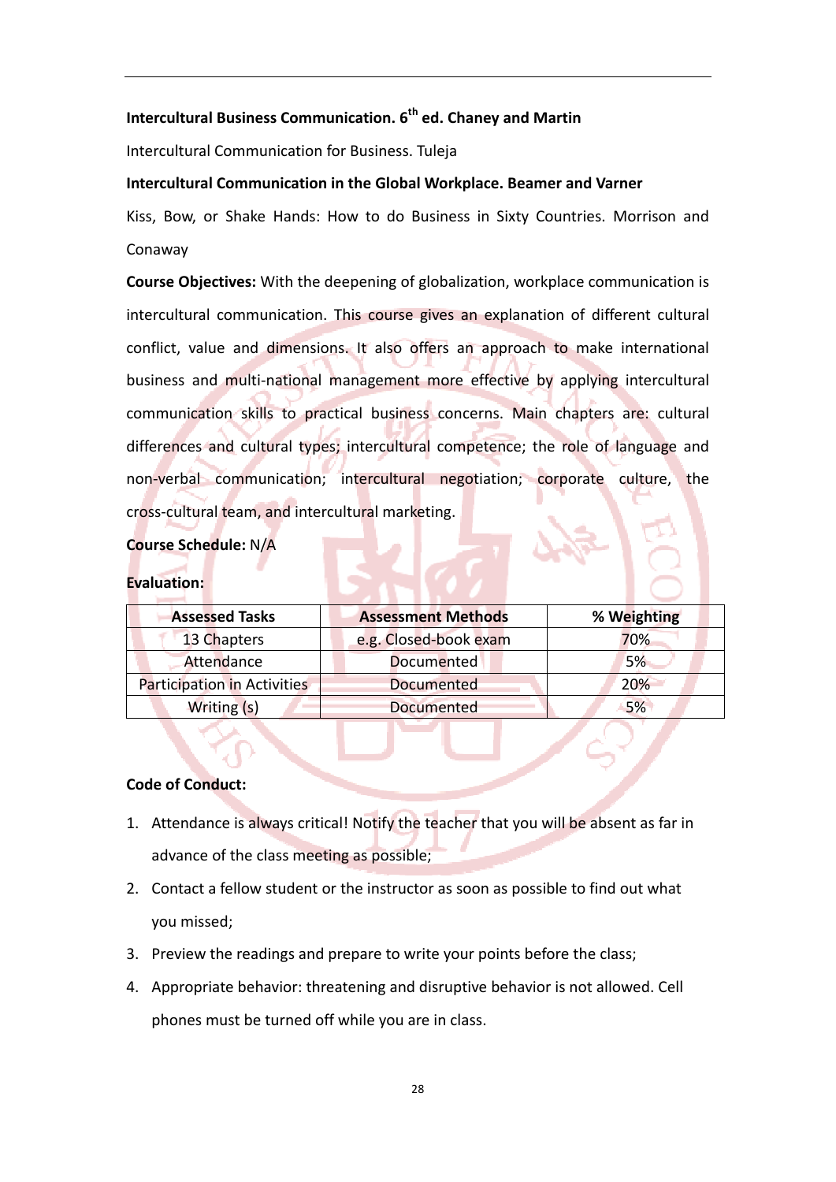**Intercultural Business Communication. 6th ed. Chaney and Martin**

Intercultural Communication for Business. Tuleja

**Intercultural Communication in the Global Workplace. Beamer and Varner**

Kiss, Bow, or Shake Hands: How to do Business in Sixty Countries. Morrison and Conaway

**Course Objectives:** With the deepening of globalization, workplace communication is intercultural communication. This course gives an explanation of different cultural conflict, value and dimensions. It also offers an approach to make international business and multi-national management more effective by applying intercultural communication skills to practical business concerns. Main chapters are: cultural differences and cultural types; intercultural competence; the role of language and non-verbal communication; intercultural negotiation; corporate culture, the cross-cultural team, and intercultural marketing.

**Course Schedule:** N/A

**Evaluation:**

| Assessed Tasks | Assessment Methods | % Weighting |
|---|---|---|
| 13 Chapters | e.g. Closed-book exam | 70% |
| Attendance | Documented | 5% |
| Participation in Activities | Documented | 20% |
| Writing (s) | Documented | 5% |

**Code of Conduct:**

1. Attendance is always critical! Notify the teacher that you will be absent as far in advance of the class meeting as possible;
2. Contact a fellow student or the instructor as soon as possible to find out what you missed;
3. Preview the readings and prepare to write your points before the class;
4. Appropriate behavior: threatening and disruptive behavior is not allowed. Cell phones must be turned off while you are in class.